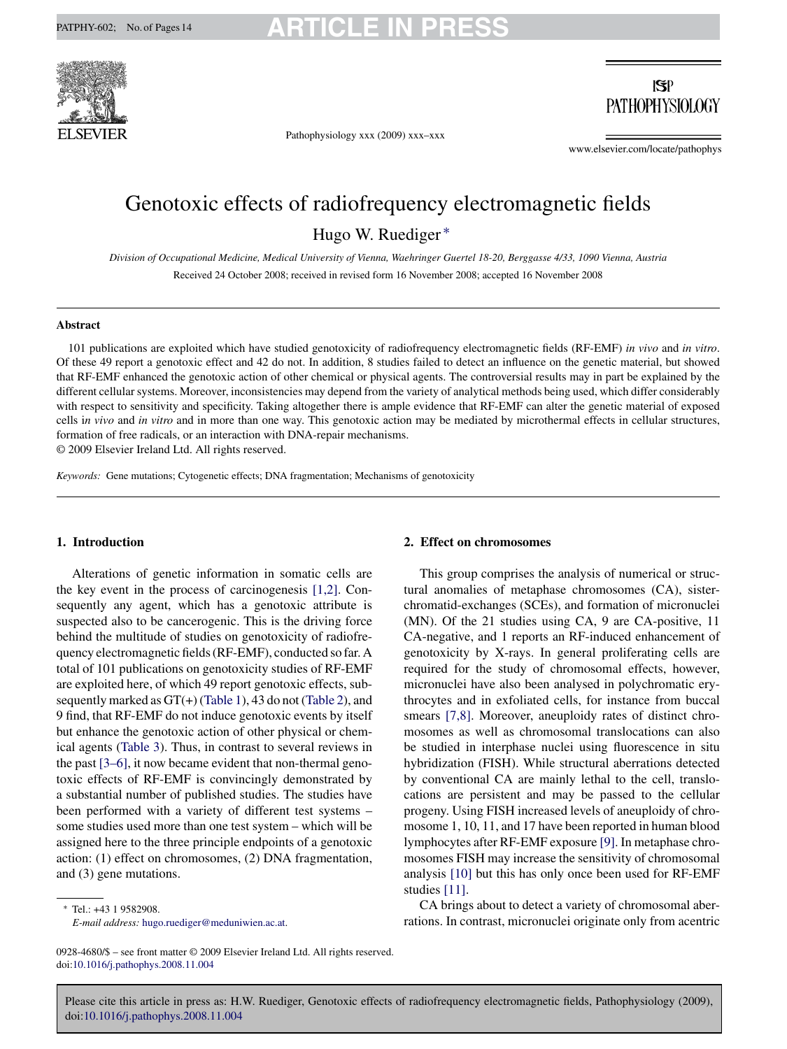# Genotoxic effects of radiofrequency electromagnetic fields

Hugo W. Ruediger *

*Division of Occupational Medicine, Medical University of Vienna, Waehringer Guertel 18-20, Berggasse 4/33, 1090 Vienna, Austria*

Received 24 October 2008; received in revised form 16 November 2008; accepted 16 November 2008

## Abstract

101 publications are exploited which have studied genotoxicity of radiofrequency electromagnetic fields (RF-EMF) *in vivo* and *in vitro*. Of these 49 report a genotoxic effect and 42 do not. In addition, 8 studies failed to detect an influence on the genetic material, but showed that RF-EMF enhanced the genotoxic action of other chemical or physical agents. The controversial results may in part be explained by the different cellular systems. Moreover, inconsistencies may depend from the variety of analytical methods being used, which differ considerably with respect to sensitivity and specificity. Taking altogether there is ample evidence that RF-EMF can alter the genetic material of exposed cells i*n vivo* and *in vitro* and in more than one way. This genotoxic action may be mediated by microthermal effects in cellular structures, formation of free radicals, or an interaction with DNA-repair mechanisms.

© 2009 Elsevier Ireland Ltd. All rights reserved.

*Keywords:* Gene mutations; Cytogenetic effects; DNA fragmentation; Mechanisms of genotoxicity

## 1. Introduction

Alterations of genetic information in somatic cells are the key event in the process of carcinogenesis [1,2]. Consequently any agent, which has a genotoxic attribute is suspected also to be cancerogenic. This is the driving force behind the multitude of studies on genotoxicity of radiofrequency electromagnetic fields (RF-EMF), conducted so far. A total of 101 publications on genotoxicity studies of RF-EMF are exploited here, of which 49 report genotoxic effects, subsequently marked as GT(+) (Table 1), 43 do not (Table 2), and 9 find, that RF-EMF do not induce genotoxic events by itself but enhance the genotoxic action of other physical or chemical agents (Table 3). Thus, in contrast to several reviews in the past [3–6], it now became evident that non-thermal genotoxic effects of RF-EMF is convincingly demonstrated by a substantial number of published studies. The studies have been performed with a variety of different test systems – some studies used more than one test system – which will be assigned here to the three principle endpoints of a genotoxic action: (1) effect on chromosomes, (2) DNA fragmentation, and (3) gene mutations.

## 2. Effect on chromosomes

This group comprises the analysis of numerical or structural anomalies of metaphase chromosomes (CA), sister-chromatid-exchanges (SCEs), and formation of micronuclei (MN). Of the 21 studies using CA, 9 are CA-positive, 11 CA-negative, and 1 reports an RF-induced enhancement of genotoxicity by X-rays. In general proliferating cells are required for the study of chromosomal effects, however, micronuclei have also been analysed in polychromatic erythrocytes and in exfoliated cells, for instance from buccal smears [7,8]. Moreover, aneuploidy rates of distinct chromosomes as well as chromosomal translocations can also be studied in interphase nuclei using fluorescence in situ hybridization (FISH). While structural aberrations detected by conventional CA are mainly lethal to the cell, translocations are persistent and may be passed to the cellular progeny. Using FISH increased levels of aneuploidy of chromosome 1, 10, 11, and 17 have been reported in human blood lymphocytes after RF-EMF exposure [9]. In metaphase chromosomes FISH may increase the sensitivity of chromosomal analysis [10] but this has only once been used for RF-EMF studies [11].

CA brings about to detect a variety of chromosomal aberrations. In contrast, micronuclei originate only from acentric

---

* Tel.: +43 1 9582908.
*E-mail address:* hugo.ruediger@meduniwien.ac.at.

0928-4680/$ – see front matter © 2009 Elsevier Ireland Ltd. All rights reserved.
doi:10.1016/j.pathophys.2008.11.004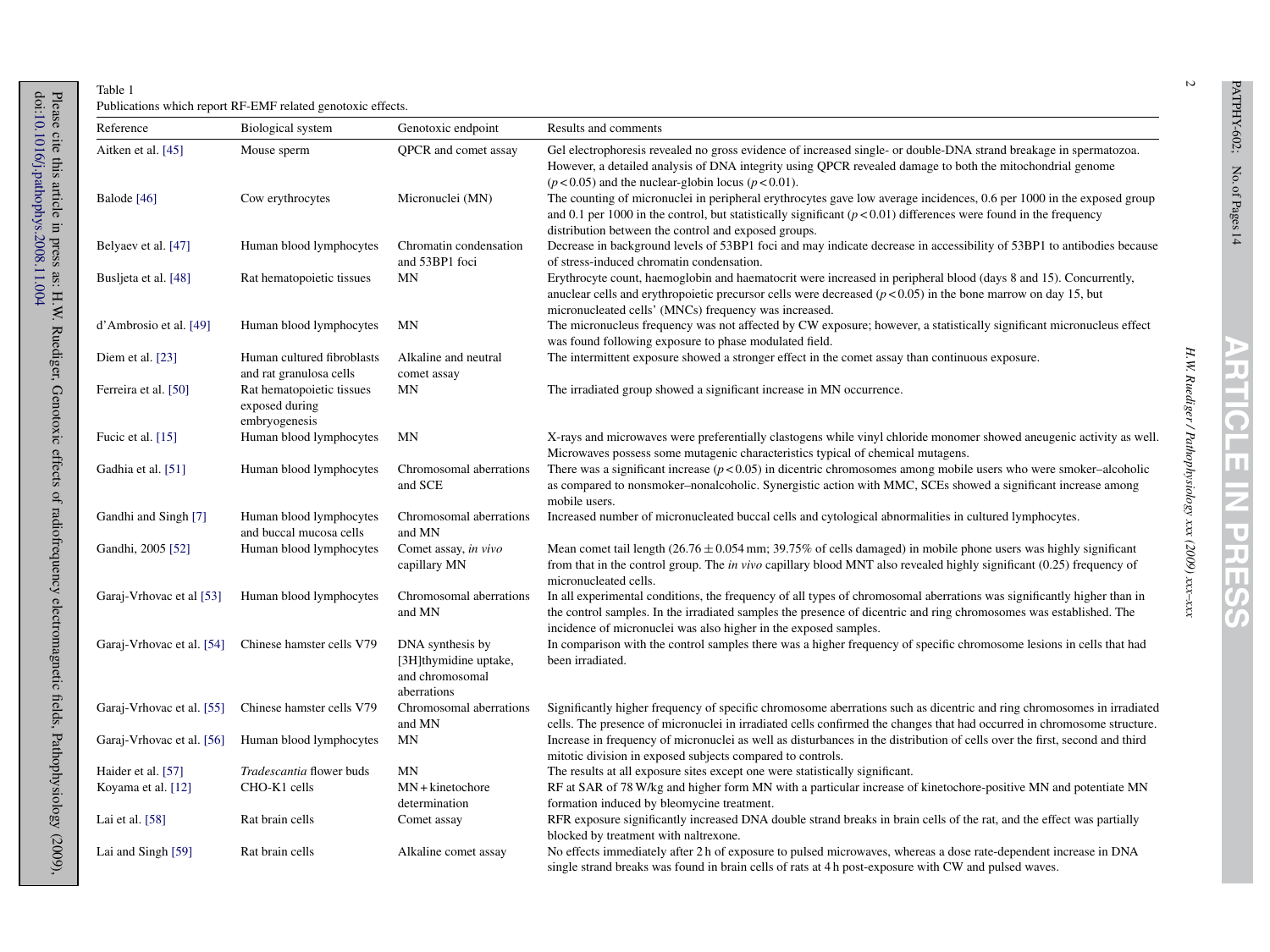Table 1
Publications which report RF-EMF related genotoxic effects.

| Reference | Biological system | Genotoxic endpoint | Results and comments |
|---|---|---|---|
| Aitken et al. [45] | Mouse sperm | QPCR and comet assay | Gel electrophoresis revealed no gross evidence of increased single- or double-DNA strand breakage in spermatozoa. However, a detailed analysis of DNA integrity using QPCR revealed damage to both the mitochondrial genome ($p < 0.05$) and the nuclear-globin locus ($p < 0.01$). |
| Balode [46] | Cow erythrocytes | Micronuclei (MN) | The counting of micronuclei in peripheral erythrocytes gave low average incidences, 0.6 per 1000 in the exposed group and 0.1 per 1000 in the control, but statistically significant ($p < 0.01$) differences were found in the frequency distribution between the control and exposed groups. |
| Belyaev et al. [47] | Human blood lymphocytes | Chromatin condensation and 53BP1 foci | Decrease in background levels of 53BP1 foci and may indicate decrease in accessibility of 53BP1 to antibodies because of stress-induced chromatin condensation. |
| Busljeta et al. [48] | Rat hematopoietic tissues | MN | Erythrocyte count, haemoglobin and haematocrit were increased in peripheral blood (days 8 and 15). Concurrently, anuclear cells and erythropoietic precursor cells were decreased ($p < 0.05$) in the bone marrow on day 15, but micronucleated cells' (MNCs) frequency was increased. |
| d'Ambrosio et al. [49] | Human blood lymphocytes | MN | The micronucleus frequency was not affected by CW exposure; however, a statistically significant micronucleus effect was found following exposure to phase modulated field. |
| Diem et al. [23] | Human cultured fibroblasts and rat granulosa cells | Alkaline and neutral comet assay | The intermittent exposure showed a stronger effect in the comet assay than continuous exposure. |
| Ferreira et al. [50] | Rat hematopoietic tissues exposed during embryogenesis | MN | The irradiated group showed a significant increase in MN occurrence. |
| Fucic et al. [15] | Human blood lymphocytes | MN | X-rays and microwaves were preferentially clastogens while vinyl chloride monomer showed aneugenic activity as well. Microwaves possess some mutagenic characteristics typical of chemical mutagens. |
| Gadhia et al. [51] | Human blood lymphocytes | Chromosomal aberrations and SCE | There was a significant increase ($p < 0.05$) in dicentric chromosomes among mobile users who were smoker–alcoholic as compared to nonsmoker–nonalcoholic. Synergistic action with MMC, SCEs showed a significant increase among mobile users. |
| Gandhi and Singh [7] | Human blood lymphocytes and buccal mucosa cells | Chromosomal aberrations and MN | Increased number of micronucleated buccal cells and cytological abnormalities in cultured lymphocytes. |
| Gandhi, 2005 [52] | Human blood lymphocytes | Comet assay, *in vivo* capillary MN | Mean comet tail length ($26.76 \pm 0.054$ mm; 39.75% of cells damaged) in mobile phone users was highly significant from that in the control group. The *in vivo* capillary blood MNT also revealed highly significant (0.25) frequency of micronucleated cells. |
| Garaj-Vrhovac et al [53] | Human blood lymphocytes | Chromosomal aberrations and MN | In all experimental conditions, the frequency of all types of chromosomal aberrations was significantly higher than in the control samples. In the irradiated samples the presence of dicentric and ring chromosomes was established. The incidence of micronuclei was also higher in the exposed samples. |
| Garaj-Vrhovac et al. [54] | Chinese hamster cells V79 | DNA synthesis by [3H]thymidine uptake, and chromosomal aberrations | In comparison with the control samples there was a higher frequency of specific chromosome lesions in cells that had been irradiated. |
| Garaj-Vrhovac et al. [55] | Chinese hamster cells V79 | Chromosomal aberrations and MN | Significantly higher frequency of specific chromosome aberrations such as dicentric and ring chromosomes in irradiated cells. The presence of micronuclei in irradiated cells confirmed the changes that had occurred in chromosome structure. |
| Garaj-Vrhovac et al. [56] | Human blood lymphocytes | MN | Increase in frequency of micronuclei as well as disturbances in the distribution of cells over the first, second and third mitotic division in exposed subjects compared to controls. |
| Haider et al. [57] | *Tradescantia* flower buds | MN | The results at all exposure sites except one were statistically significant. |
| Koyama et al. [12] | CHO-K1 cells | MN + kinetochore determination | RF at SAR of 78 W/kg and higher form MN with a particular increase of kinetochore-positive MN and potentiate MN formation induced by bleomycine treatment. |
| Lai et al. [58] | Rat brain cells | Comet assay | RFR exposure significantly increased DNA double strand breaks in brain cells of the rat, and the effect was partially blocked by treatment with naltrexone. |
| Lai and Singh [59] | Rat brain cells | Alkaline comet assay | No effects immediately after 2 h of exposure to pulsed microwaves, whereas a dose rate-dependent increase in DNA single strand breaks was found in brain cells of rats at 4 h post-exposure with CW and pulsed waves. |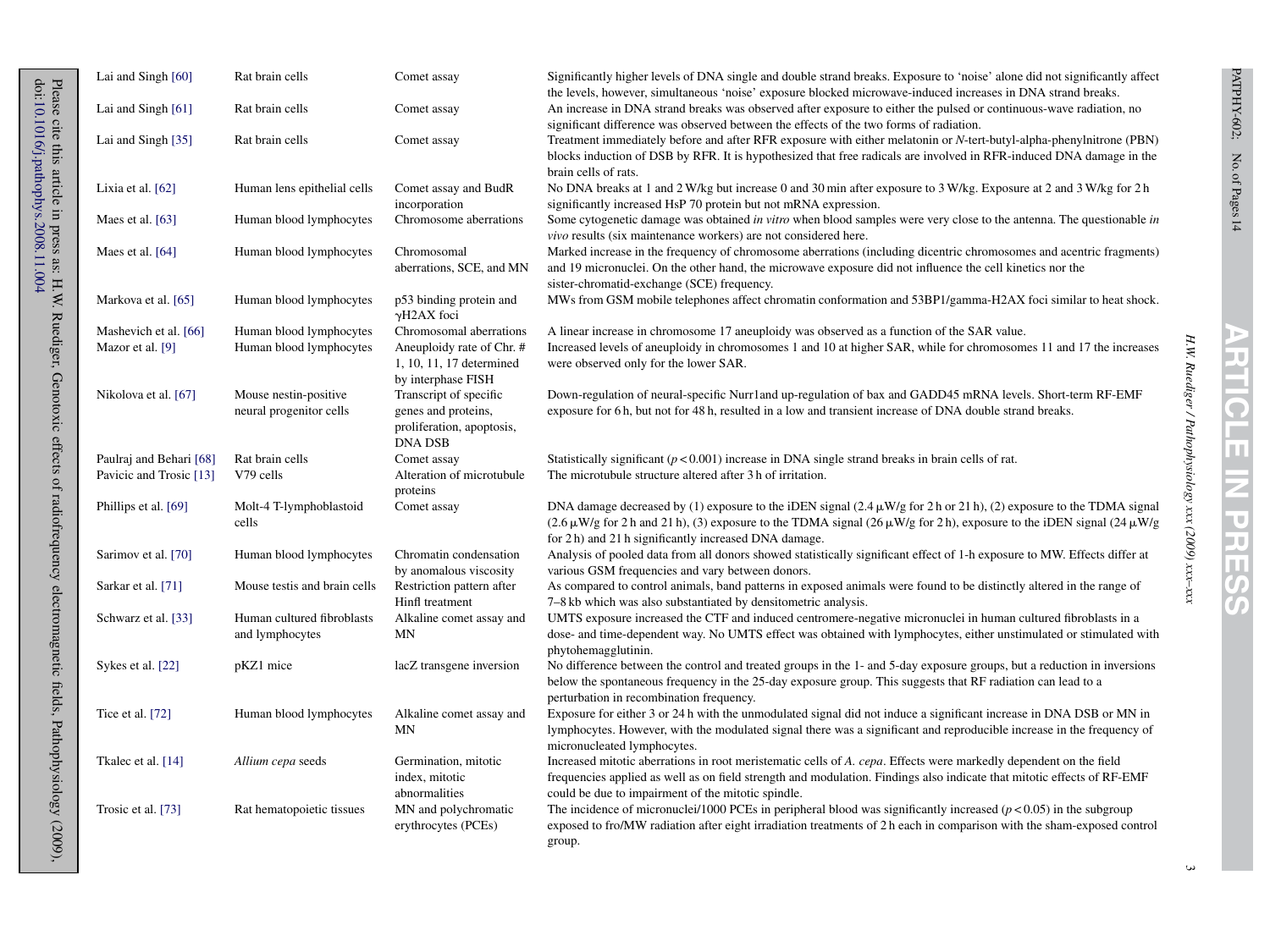| | | | |
|---|---|---|---|
| Lai and Singh [60] | Rat brain cells | Comet assay | Significantly higher levels of DNA single and double strand breaks. Exposure to 'noise' alone did not significantly affect the levels, however, simultaneous 'noise' exposure blocked microwave-induced increases in DNA strand breaks. |
| Lai and Singh [61] | Rat brain cells | Comet assay | An increase in DNA strand breaks was observed after exposure to either the pulsed or continuous-wave radiation, no significant difference was observed between the effects of the two forms of radiation. |
| Lai and Singh [35] | Rat brain cells | Comet assay | Treatment immediately before and after RFR exposure with either melatonin or *N*-tert-butyl-alpha-phenylnitrone (PBN) blocks induction of DSB by RFR. It is hypothesized that free radicals are involved in RFR-induced DNA damage in the brain cells of rats. |
| Lixia et al. [62] | Human lens epithelial cells | Comet assay and BudR incorporation | No DNA breaks at 1 and 2 W/kg but increase 0 and 30 min after exposure to 3 W/kg. Exposure at 2 and 3 W/kg for 2 h significantly increased HsP 70 protein but not mRNA expression. |
| Maes et al. [63] | Human blood lymphocytes | Chromosome aberrations | Some cytogenetic damage was obtained *in vitro* when blood samples were very close to the antenna. The questionable *in vivo* results (six maintenance workers) are not considered here. |
| Maes et al. [64] | Human blood lymphocytes | Chromosomal aberrations, SCE, and MN | Marked increase in the frequency of chromosome aberrations (including dicentric chromosomes and acentric fragments) and 19 micronuclei. On the other hand, the microwave exposure did not influence the cell kinetics nor the sister-chromatid-exchange (SCE) frequency. |
| Markova et al. [65] | Human blood lymphocytes | p53 binding protein and γH2AX foci | MWs from GSM mobile telephones affect chromatin conformation and 53BP1/gamma-H2AX foci similar to heat shock. |
| Mashevich et al. [66] | Human blood lymphocytes | Chromosomal aberrations | A linear increase in chromosome 17 aneuploidy was observed as a function of the SAR value. |
| Mazor et al. [9] | Human blood lymphocytes | Aneuploidy rate of Chr. # 1, 10, 11, 17 determined by interphase FISH | Increased levels of aneuploidy in chromosomes 1 and 10 at higher SAR, while for chromosomes 11 and 17 the increases were observed only for the lower SAR. |
| Nikolova et al. [67] | Mouse nestin-positive neural progenitor cells | Transcript of specific genes and proteins, proliferation, apoptosis, DNA DSB | Down-regulation of neural-specific Nurr1and up-regulation of bax and GADD45 mRNA levels. Short-term RF-EMF exposure for 6 h, but not for 48 h, resulted in a low and transient increase of DNA double strand breaks. |
| Paulraj and Behari [68] | Rat brain cells | Comet assay | Statistically significant ($p < 0.001$) increase in DNA single strand breaks in brain cells of rat. |
| Pavicic and Trosic [13] | V79 cells | Alteration of microtubule proteins | The microtubule structure altered after 3 h of irritation. |
| Phillips et al. [69] | Molt-4 T-lymphoblastoid cells | Comet assay | DNA damage decreased by (1) exposure to the iDEN signal (2.4 μW/g for 2 h or 21 h), (2) exposure to the TDMA signal (2.6 μW/g for 2 h and 21 h), (3) exposure to the TDMA signal (26 μW/g for 2 h), exposure to the iDEN signal (24 μW/g for 2 h) and 21 h significantly increased DNA damage. |
| Sarimov et al. [70] | Human blood lymphocytes | Chromatin condensation by anomalous viscosity | Analysis of pooled data from all donors showed statistically significant effect of 1-h exposure to MW. Effects differ at various GSM frequencies and vary between donors. |
| Sarkar et al. [71] | Mouse testis and brain cells | Restriction pattern after Hinfl treatment | As compared to control animals, band patterns in exposed animals were found to be distinctly altered in the range of 7–8 kb which was also substantiated by densitometric analysis. |
| Schwarz et al. [33] | Human cultured fibroblasts and lymphocytes | Alkaline comet assay and MN | UMTS exposure increased the CTF and induced centromere-negative micronuclei in human cultured fibroblasts in a dose- and time-dependent way. No UMTS effect was obtained with lymphocytes, either unstimulated or stimulated with phytohemagglutinin. |
| Sykes et al. [22] | pKZ1 mice | lacZ transgene inversion | No difference between the control and treated groups in the 1- and 5-day exposure groups, but a reduction in inversions below the spontaneous frequency in the 25-day exposure group. This suggests that RF radiation can lead to a perturbation in recombination frequency. |
| Tice et al. [72] | Human blood lymphocytes | Alkaline comet assay and MN | Exposure for either 3 or 24 h with the unmodulated signal did not induce a significant increase in DNA DSB or MN in lymphocytes. However, with the modulated signal there was a significant and reproducible increase in the frequency of micronucleated lymphocytes. |
| Tkalec et al. [14] | *Allium cepa* seeds | Germination, mitotic index, mitotic abnormalities | Increased mitotic aberrations in root meristematic cells of *A. cepa*. Effects were markedly dependent on the field frequencies applied as well as on field strength and modulation. Findings also indicate that mitotic effects of RF-EMF could be due to impairment of the mitotic spindle. |
| Trosic et al. [73] | Rat hematopoietic tissues | MN and polychromatic erythrocytes (PCEs) | The incidence of micronuclei/1000 PCEs in peripheral blood was significantly increased ($p < 0.05$) in the subgroup exposed to fro/MW radiation after eight irradiation treatments of 2 h each in comparison with the sham-exposed control group. |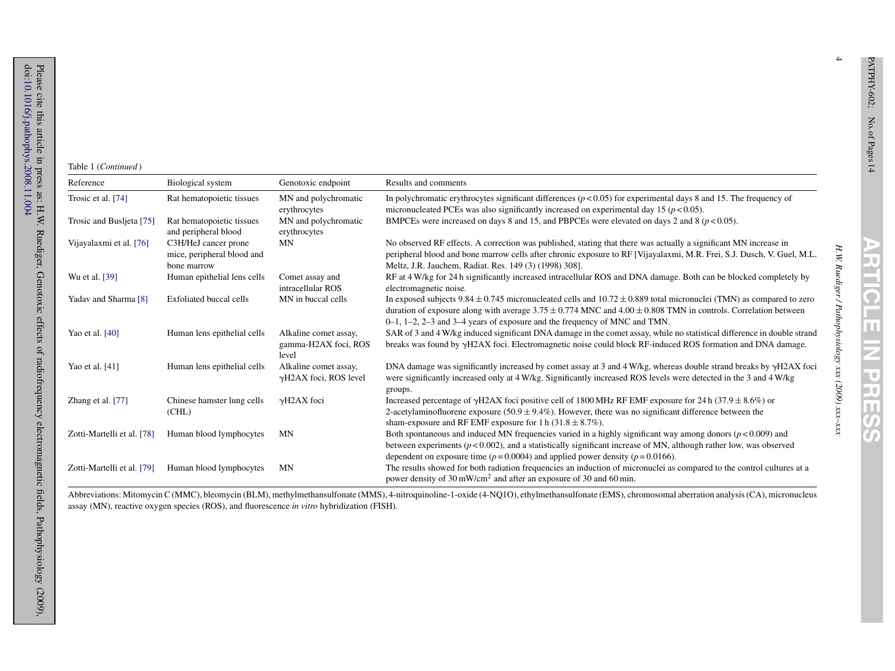Table 1 (*Continued*)

| Reference | Biological system | Genotoxic endpoint | Results and comments |
|---|---|---|---|
| Trosic et al. [74] | Rat hematopoietic tissues | MN and polychromatic erythrocytes | In polychromatic erythrocytes significant differences ($p < 0.05$) for experimental days 8 and 15. The frequency of micronucleated PCEs was also significantly increased on experimental day 15 ($p < 0.05$). |
| Trosic and Busljeta [75] | Rat hematopoietic tissues and peripheral blood | MN and polychromatic erythrocytes | BMPCEs were increased on days 8 and 15, and PBPCEs were elevated on days 2 and 8 ($p < 0.05$). |
| Vijayalaxmi et al. [76] | C3H/HeJ cancer prone mice, peripheral blood and bone marrow | MN | No observed RF effects. A correction was published, stating that there was actually a significant MN increase in peripheral blood and bone marrow cells after chronic exposure to RF [Vijayalaxmi, M.R. Frei, S.J. Dusch, V. Guel, M.L. Meltz, J.R. Jauchem, Radiat. Res. 149 (3) (1998) 308]. |
| Wu et al. [39] | Human epithelial lens cells | Comet assay and intracellular ROS | RF at 4 W/kg for 24 h significantly increased intracellular ROS and DNA damage. Both can be blocked completely by electromagnetic noise. |
| Yadav and Sharma [8] | Exfoliated buccal cells | MN in buccal cells | In exposed subjects $9.84 \pm 0.745$ micronucleated cells and $10.72 \pm 0.889$ total micronuclei (TMN) as compared to zero duration of exposure along with average $3.75 \pm 0.774$ MNC and $4.00 \pm 0.808$ TMN in controls. Correlation between 0–1, 1–2, 2–3 and 3–4 years of exposure and the frequency of MNC and TMN. |
| Yao et al. [40] | Human lens epithelial cells | Alkaline comet assay, gamma-H2AX foci, ROS level | SAR of 3 and 4 W/kg induced significant DNA damage in the comet assay, while no statistical difference in double strand breaks was found by γH2AX foci. Electromagnetic noise could block RF-induced ROS formation and DNA damage. |
| Yao et al. [41] | Human lens epithelial cells | Alkaline comet assay, γH2AX foci, ROS level | DNA damage was significantly increased by comet assay at 3 and 4 W/kg, whereas double strand breaks by γH2AX foci were significantly increased only at 4 W/kg. Significantly increased ROS levels were detected in the 3 and 4 W/kg groups. |
| Zhang et al. [77] | Chinese hamster lung cells (CHL) | γH2AX foci | Increased percentage of γH2AX foci positive cell of 1800 MHz RF EMF exposure for 24 h ($37.9 \pm 8.6\%$) or 2-acetylaminofluorene exposure ($50.9 \pm 9.4\%$). However, there was no significant difference between the sham-exposure and RF EMF exposure for 1 h ($31.8 \pm 8.7\%$). |
| Zotti-Martelli et al. [78] | Human blood lymphocytes | MN | Both spontaneous and induced MN frequencies varied in a highly significant way among donors ($p < 0.009$) and between experiments ($p < 0.002$), and a statistically significant increase of MN, although rather low, was observed dependent on exposure time ($p = 0.0004$) and applied power density ($p = 0.0166$). |
| Zotti-Martelli et al. [79] | Human blood lymphocytes | MN | The results showed for both radiation frequencies an induction of micronuclei as compared to the control cultures at a power density of 30 mW/cm$^2$ and after an exposure of 30 and 60 min. |

Abbreviations: Mitomycin C (MMC), bleomycin (BLM), methylmethansulfonate (MMS), 4-nitroquinoline-1-oxide (4-NQ1O), ethylmethansulfonate (EMS), chromosomal aberration analysis (CA), micronucleus assay (MN), reactive oxygen species (ROS), and fluorescence *in vitro* hybridization (FISH).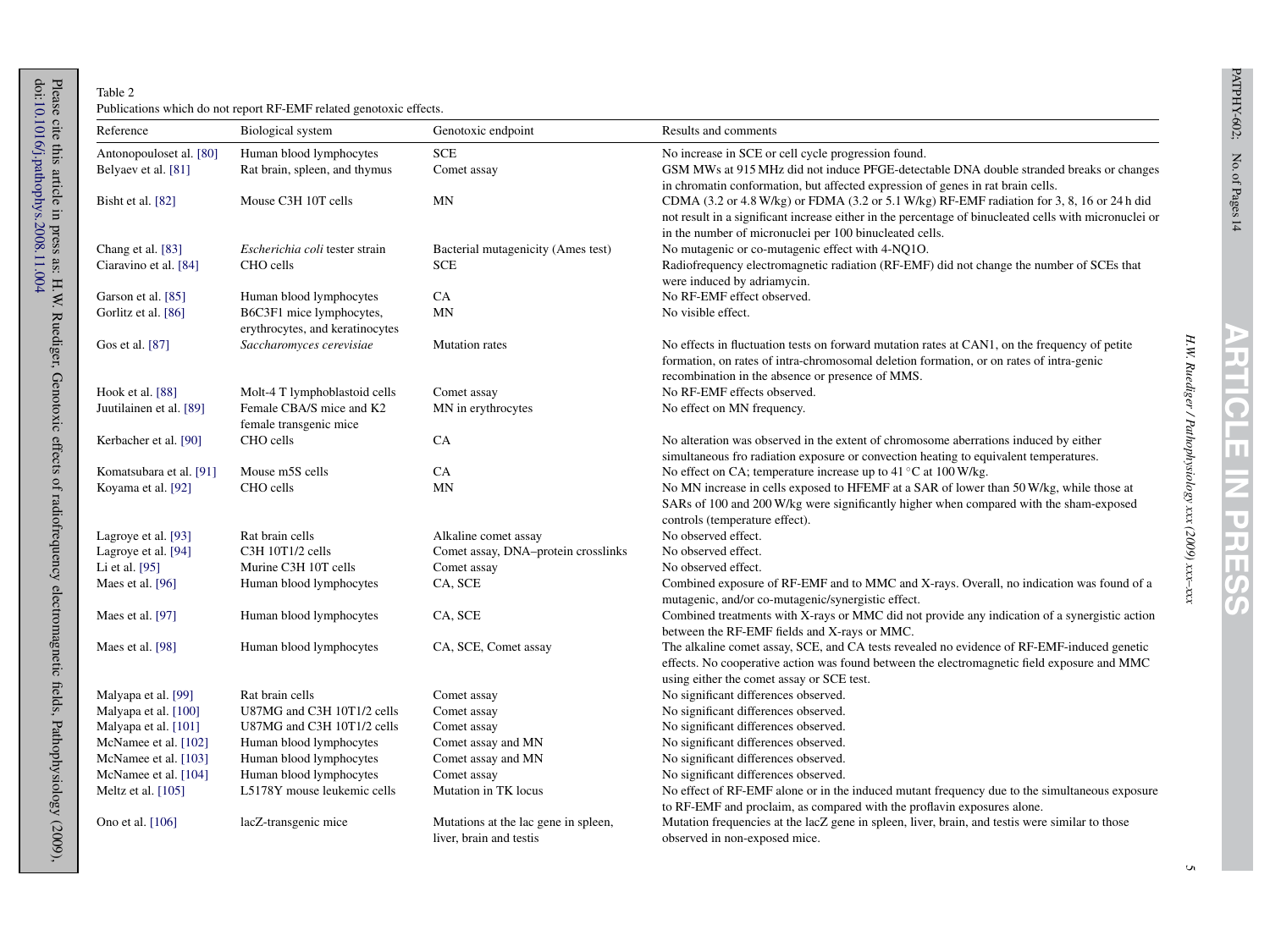Table 2
Publications which do not report RF-EMF related genotoxic effects.

| Reference | Biological system | Genotoxic endpoint | Results and comments |
|---|---|---|---|
| Antonopouloset al. [80] | Human blood lymphocytes | SCE | No increase in SCE or cell cycle progression found. |
| Belyaev et al. [81] | Rat brain, spleen, and thymus | Comet assay | GSM MWs at 915 MHz did not induce PFGE-detectable DNA double stranded breaks or changes in chromatin conformation, but affected expression of genes in rat brain cells. |
| Bisht et al. [82] | Mouse C3H 10T cells | MN | CDMA (3.2 or 4.8 W/kg) or FDMA (3.2 or 5.1 W/kg) RF-EMF radiation for 3, 8, 16 or 24 h did not result in a significant increase either in the percentage of binucleated cells with micronuclei or in the number of micronuclei per 100 binucleate cells. |
| Chang et al. [83] | *Escherichia coli* tester strain | Bacterial mutagenicity (Ames test) | No mutagenic or co-mutagenic effect with 4-NQ1O. |
| Ciaravino et al. [84] | CHO cells | SCE | Radiofrequency electromagnetic radiation (RF-EMF) did not change the number of SCEs that were induced by adriamycin. |
| Garson et al. [85] | Human blood lymphocytes | CA | No RF-EMF effect observed. |
| Gorlitz et al. [86] | B6C3F1 mice lymphocytes, erythrocytes, and keratinocytes | MN | No visible effect. |
| Gos et al. [87] | *Saccharomyces cerevisiae* | Mutation rates | No effects in fluctuation tests on forward mutation rates at CAN1, on the frequency of petite formation, on rates of intra-chromosomal deletion formation, or on rates of intra-genic recombination in the absence or presence of MMS. |
| Hook et al. [88] | Molt-4 T lymphoblastoid cells | Comet assay | No RF-EMF effects observed. |
| Juutilainen et al. [89] | Female CBA/S mice and K2 female transgenic mice | MN in erythrocytes | No effect on MN frequency. |
| Kerbacher et al. [90] | CHO cells | CA | No alteration was observed in the extent of chromosome aberrations induced by either simultaneous fro radiation exposure or convection heating to equivalent temperatures. |
| Komatsubara et al. [91] | Mouse m5S cells | CA | No effect on CA; temperature increase up to 41 °C at 100 W/kg. |
| Koyama et al. [92] | CHO cells | MN | No MN increase in cells exposed to HFEMF at a SAR of lower than 50 W/kg, while those at SARs of 100 and 200 W/kg were significantly higher when compared with the sham-exposed controls (temperature effect). |
| Lagroye et al. [93] | Rat brain cells | Alkaline comet assay | No observed effect. |
| Lagroye et al. [94] | C3H 10T1/2 cells | Comet assay, DNA–protein crosslinks | No observed effect. |
| Li et al. [95] | Murine C3H 10T cells | Comet assay | No observed effect. |
| Maes et al. [96] | Human blood lymphocytes | CA, SCE | Combined exposure of RF-EMF and to MMC and X-rays. Overall, no indication was found of a mutagenic, and/or co-mutagenic/synergistic effect. |
| Maes et al. [97] | Human blood lymphocytes | CA, SCE | Combined treatments with X-rays or MMC did not provide any indication of a synergistic action between the RF-EMF fields and X-rays or MMC. |
| Maes et al. [98] | Human blood lymphocytes | CA, SCE, Comet assay | The alkaline comet assay, SCE, and CA tests revealed no evidence of RF-EMF-induced genetic effects. No cooperative action was found between the electromagnetic field exposure and MMC using either the comet assay or SCE test. |
| Malyapa et al. [99] | Rat brain cells | Comet assay | No significant differences observed. |
| Malyapa et al. [100] | U87MG and C3H 10T1/2 cells | Comet assay | No significant differences observed. |
| Malyapa et al. [101] | U87MG and C3H 10T1/2 cells | Comet assay | No significant differences observed. |
| McNamee et al. [102] | Human blood lymphocytes | Comet assay and MN | No significant differences observed. |
| McNamee et al. [103] | Human blood lymphocytes | Comet assay and MN | No significant differences observed. |
| McNamee et al. [104] | Human blood lymphocytes | Comet assay | No significant differences observed. |
| Meltz et al. [105] | L5178Y mouse leukemic cells | Mutation in TK locus | No effect of RF-EMF alone or in the induced mutant frequency due to the simultaneous exposure to RF-EMF and proclaim, as compared with the proflavin exposures alone. |
| Ono et al. [106] | lacZ-transgenic mice | Mutations at the lac gene in spleen, liver, brain and testis | Mutation frequencies at the lacZ gene in spleen, liver, brain, and testis were similar to those observed in non-exposed mice. |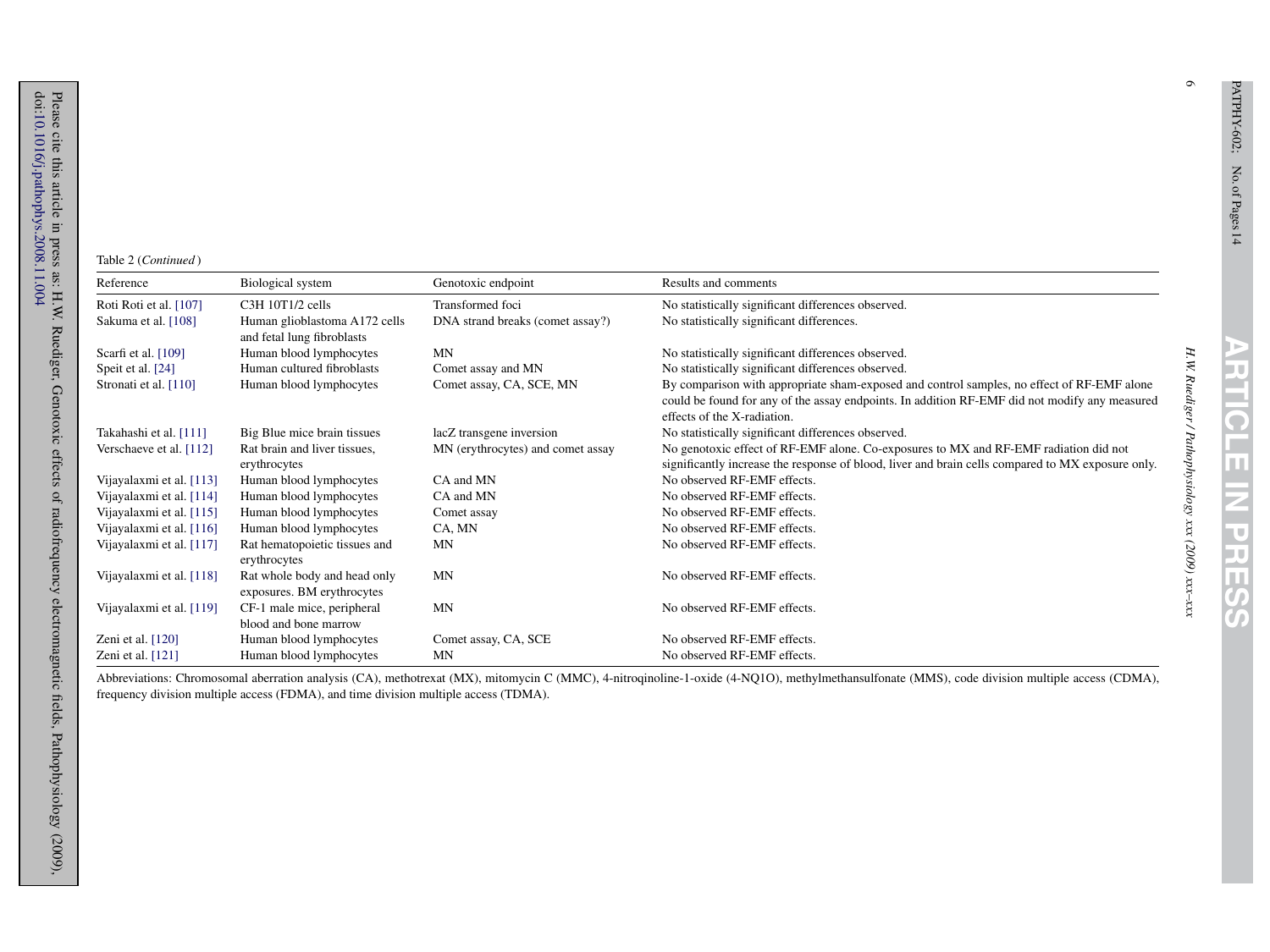Table 2 (*Continued*)

| Reference | Biological system | Genotoxic endpoint | Results and comments |
|---|---|---|---|
| Roti Roti et al. [107] | C3H 10T1/2 cells | Transformed foci | No statistically significant differences observed. |
| Sakuma et al. [108] | Human glioblastoma A172 cells and fetal lung fibroblasts | DNA strand breaks (comet assay?) | No statistically significant differences. |
| Scarfi et al. [109] | Human blood lymphocytes | MN | No statistically significant differences observed. |
| Speit et al. [24] | Human cultured fibroblasts | Comet assay and MN | No statistically significant differences observed. |
| Stronati et al. [110] | Human blood lymphocytes | Comet assay, CA, SCE, MN | By comparison with appropriate sham-exposed and control samples, no effect of RF-EMF alone could be found for any of the assay endpoints. In addition RF-EMF did not modify any measured effects of the X-radiation. |
| Takahashi et al. [111] | Big Blue mice brain tissues | lacZ transgene inversion | No statistically significant differences observed. |
| Verschaeve et al. [112] | Rat brain and liver tissues, erythrocytes | MN (erythrocytes) and comet assay | No genotoxic effect of RF-EMF alone. Co-exposures to MX and RF-EMF radiation did not significantly increase the response of blood, liver and brain cells compared to MX exposure only. |
| Vijayalaxmi et al. [113] | Human blood lymphocytes | CA and MN | No observed RF-EMF effects. |
| Vijayalaxmi et al. [114] | Human blood lymphocytes | CA and MN | No observed RF-EMF effects. |
| Vijayalaxmi et al. [115] | Human blood lymphocytes | Comet assay | No observed RF-EMF effects. |
| Vijayalaxmi et al. [116] | Human blood lymphocytes | CA, MN | No observed RF-EMF effects. |
| Vijayalaxmi et al. [117] | Rat hematopoietic tissues and erythrocytes | MN | No observed RF-EMF effects. |
| Vijayalaxmi et al. [118] | Rat whole body and head only exposures. BM erythrocytes | MN | No observed RF-EMF effects. |
| Vijayalaxmi et al. [119] | CF-1 male mice, peripheral blood and bone marrow | MN | No observed RF-EMF effects. |
| Zeni et al. [120] | Human blood lymphocytes | Comet assay, CA, SCE | No observed RF-EMF effects. |
| Zeni et al. [121] | Human blood lymphocytes | MN | No observed RF-EMF effects. |

Abbreviations: Chromosomal aberration analysis (CA), methotrexat (MX), mitomycin C (MMC), 4-nitroqinoline-1-oxide (4-NQ1O), methylmethansulfonate (MMS), code division multiple access (CDMA), frequency division multiple access (FDMA), and time division multiple access (TDMA).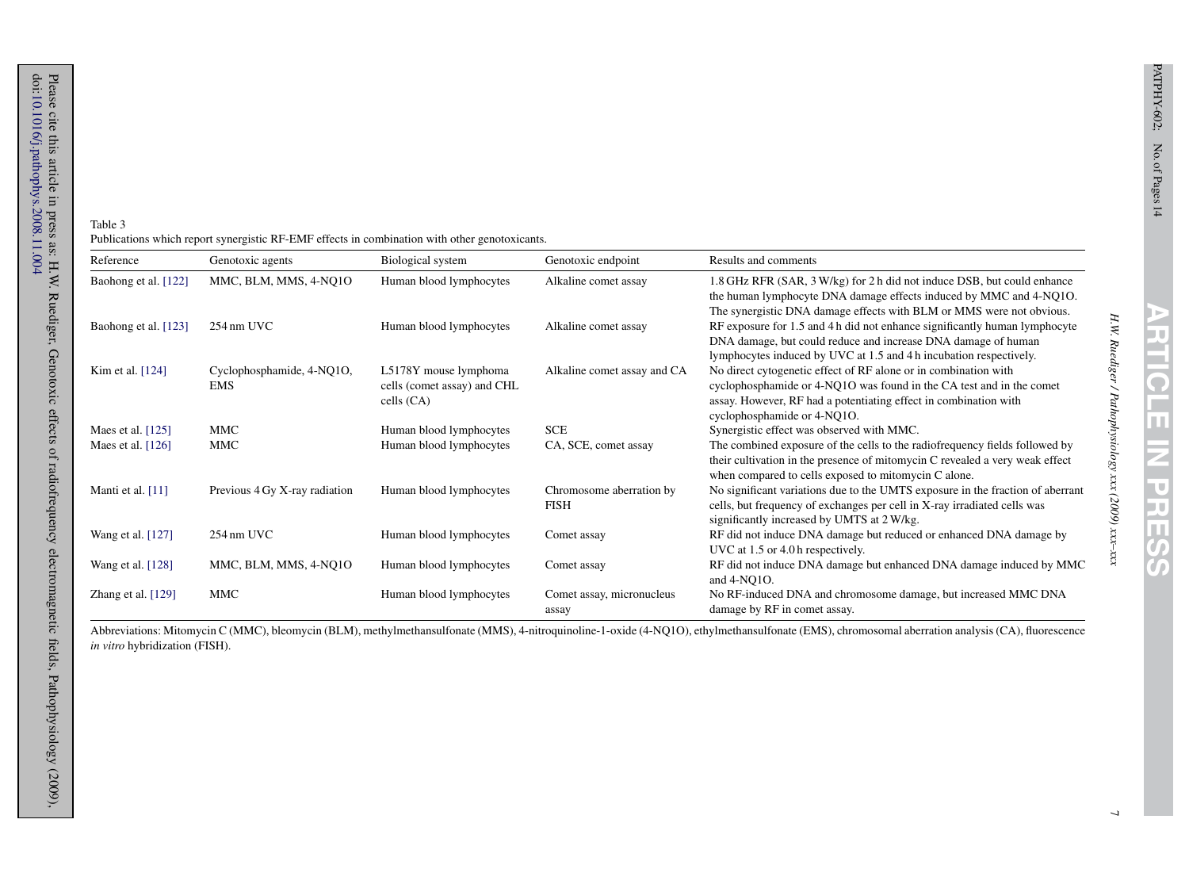Table 3
Publications which report synergistic RF-EMF effects in combination with other genotoxicants.

| Reference | Genotoxic agents | Biological system | Genotoxic endpoint | Results and comments |
|---|---|---|---|---|
| Baohong et al. [122] | MMC, BLM, MMS, 4-NQ1O | Human blood lymphocytes | Alkaline comet assay | 1.8 GHz RFR (SAR, 3 W/kg) for 2 h did not induce DSB, but could enhance the human lymphocyte DNA damage effects induced by MMC and 4-NQ1O. The synergistic DNA damage effects with BLM or MMS were not obvious. |
| Baohong et al. [123] | 254 nm UVC | Human blood lymphocytes | Alkaline comet assay | RF exposure for 1.5 and 4 h did not enhance significantly human lymphocyte DNA damage, but could reduce and increase DNA damage of human lymphocytes induced by UVC at 1.5 and 4 h incubation respectively. |
| Kim et al. [124] | Cyclophosphamide, 4-NQ1O, EMS | L5178Y mouse lymphoma cells (comet assay) and CHL cells (CA) | Alkaline comet assay and CA | No direct cytogenetic effect of RF alone or in combination with cyclophosphamide or 4-NQ1O was found in the CA test and in the comet assay. However, RF had a potentiating effect in combination with cyclophosphamide or 4-NQ1O. |
| Maes et al. [125] | MMC | Human blood lymphocytes | SCE | Synergistic effect was observed with MMC. |
| Maes et al. [126] | MMC | Human blood lymphocytes | CA, SCE, comet assay | The combined exposure of the cells to the radiofrequency fields followed by their cultivation in the presence of mitomycin C revealed a very weak effect when compared to cells exposed to mitomycin C alone. |
| Manti et al. [11] | Previous 4 Gy X-ray radiation | Human blood lymphocytes | Chromosome aberration by FISH | No significant variations due to the UMTS exposure in the fraction of aberrant cells, but frequency of exchanges per cell in X-ray irradiated cells was significantly increased by UMTS at 2 W/kg. |
| Wang et al. [127] | 254 nm UVC | Human blood lymphocytes | Comet assay | RF did not induce DNA damage but reduced or enhanced DNA damage by UVC at 1.5 or 4.0 h respectively. |
| Wang et al. [128] | MMC, BLM, MMS, 4-NQ1O | Human blood lymphocytes | Comet assay | RF did not induce DNA damage but enhanced DNA damage induced by MMC and 4-NQ1O. |
| Zhang et al. [129] | MMC | Human blood lymphocytes | Comet assay, micronucleus assay | No RF-induced DNA and chromosome damage, but increased MMC DNA damage by RF in comet assay. |

Abbreviations: Mitomycin C (MMC), bleomycin (BLM), methylmethansulfonate (MMS), 4-nitroquinoline-1-oxide (4-NQ1O), ethylmethansulfonate (EMS), chromosomal aberration analysis (CA), fluorescence *in vitro* hybridization (FISH).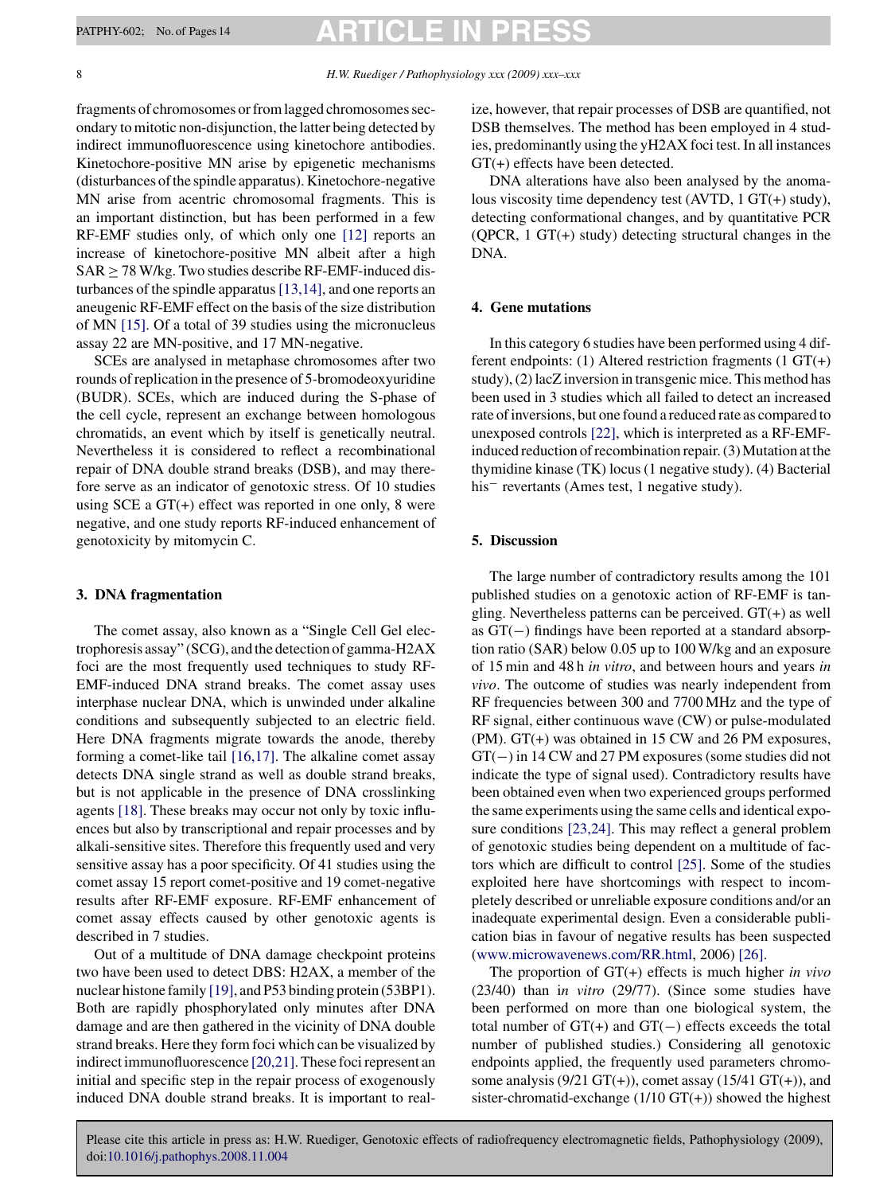fragments of chromosomes or from lagged chromosomes secondary to mitotic non-disjunction, the latter being detected by indirect immunofluorescence using kinetochore antibodies. Kinetochore-positive MN arise by epigenetic mechanisms (disturbances of the spindle apparatus). Kinetochore-negative MN arise from acentric chromosomal fragments. This is an important distinction, but has been performed in a few RF-EMF studies only, of which only one [12] reports an increase of kinetochore-positive MN albeit after a high SAR ≥ 78 W/kg. Two studies describe RF-EMF-induced disturbances of the spindle apparatus [13,14], and one reports an aneugenic RF-EMF effect on the basis of the size distribution of MN [15]. Of a total of 39 studies using the micronucleus assay 22 are MN-positive, and 17 MN-negative.

SCEs are analysed in metaphase chromosomes after two rounds of replication in the presence of 5-bromodeoxyuridine (BUDR). SCEs, which are induced during the S-phase of the cell cycle, represent an exchange between homologous chromatids, an event which by itself is genetically neutral. Nevertheless it is considered to reflect a recombinational repair of DNA double strand breaks (DSB), and may therefore serve as an indicator of genotoxic stress. Of 10 studies using SCE a GT(+) effect was reported in one only, 8 were negative, and one study reports RF-induced enhancement of genotoxicity by mitomycin C.

## 3. DNA fragmentation

The comet assay, also known as a "Single Cell Gel electrophoresis assay" (SCG), and the detection of gamma-H2AX foci are the most frequently used techniques to study RF-EMF-induced DNA strand breaks. The comet assay uses interphase nuclear DNA, which is unwinded under alkaline conditions and subsequently subjected to an electric field. Here DNA fragments migrate towards the anode, thereby forming a comet-like tail [16,17]. The alkaline comet assay detects DNA single strand as well as double strand breaks, but is not applicable in the presence of DNA crosslinking agents [18]. These breaks may occur not only by toxic influences but also by transcriptional and repair processes and by alkali-sensitive sites. Therefore this frequently used and very sensitive assay has a poor specificity. Of 41 studies using the comet assay 15 report comet-positive and 19 comet-negative results after RF-EMF exposure. RF-EMF enhancement of comet assay effects caused by other genotoxic agents is described in 7 studies.

Out of a multitude of DNA damage checkpoint proteins two have been used to detect DBS: H2AX, a member of the nuclear histone family [19], and P53 binding protein (53BP1). Both are rapidly phosphorylated only minutes after DNA damage and are then gathered in the vicinity of DNA double strand breaks. Here they form foci which can be visualized by indirect immunofluorescence [20,21]. These foci represent an initial and specific step in the repair process of exogenously induced DNA double strand breaks. It is important to realize, however, that repair processes of DSB are quantified, not DSB themselves. The method has been employed in 4 studies, predominantly using the γH2AX foci test. In all instances GT(+) effects have been detected.

DNA alterations have also been analysed by the anomalous viscosity time dependency test (AVTD, 1 GT(+) study), detecting conformational changes, and by quantitative PCR (QPCR, 1 GT(+) study) detecting structural changes in the DNA.

## 4. Gene mutations

In this category 6 studies have been performed using 4 different endpoints: (1) Altered restriction fragments (1 GT(+) study), (2) lacZ inversion in transgenic mice. This method has been used in 3 studies which all failed to detect an increased rate of inversions, but one found a reduced rate as compared to unexposed controls [22], which is interpreted as a RF-EMF-induced reduction of recombination repair. (3) Mutation at the thymidine kinase (TK) locus (1 negative study). (4) Bacterial $his^-$ revertants (Ames test, 1 negative study).

## 5. Discussion

The large number of contradictory results among the 101 published studies on a genotoxic action of RF-EMF is tangling. Nevertheless patterns can be perceived. GT(+) as well as GT(−) findings have been reported at a standard absorption ratio (SAR) below 0.05 up to 100 W/kg and an exposure of 15 min and 48 h *in vitro*, and between hours and years *in vivo*. The outcome of studies was nearly independent from RF frequencies between 300 and 7700 MHz and the type of RF signal, either continuous wave (CW) or pulse-modulated (PM). GT(+) was obtained in 15 CW and 26 PM exposures, GT(−) in 14 CW and 27 PM exposures (some studies did not indicate the type of signal used). Contradictory results have been obtained even when two experienced groups performed the same experiments using the same cells and identical exposure conditions [23,24]. This may reflect a general problem of genotoxic studies being dependent on a multitude of factors which are difficult to control [25]. Some of the studies exploited here have shortcomings with respect to incompletely described or unreliable exposure conditions and/or an inadequate experimental design. Even a considerable publication bias in favour of negative results has been suspected (www.microwavenews.com/RR.html, 2006) [26].

The proportion of GT(+) effects is much higher *in vivo* (23/40) than i*n vitro* (29/77). (Since some studies have been performed on more than one biological system, the total number of GT(+) and GT(−) effects exceeds the total number of published studies.) Considering all genotoxic endpoints applied, the frequently used parameters chromosome analysis (9/21 GT(+)), comet assay (15/41 GT(+)), and sister-chromatid-exchange (1/10 GT(+)) showed the highest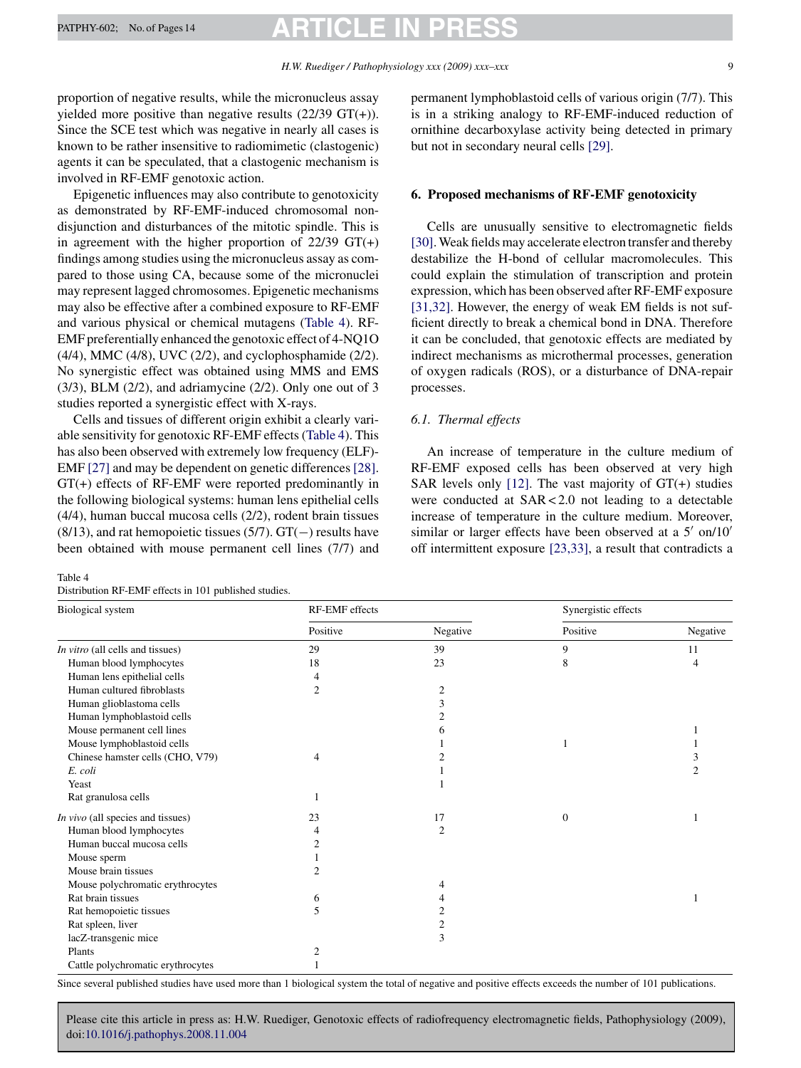proportion of negative results, while the micronucleus assay yielded more positive than negative results (22/39 GT(+)). Since the SCE test which was negative in nearly all cases is known to be rather insensitive to radiomimetic (clastogenic) agents it can be speculated, that a clastogenic mechanism is involved in RF-EMF genotoxic action.

Epigenetic influences may also contribute to genotoxicity as demonstrated by RF-EMF-induced chromosomal non-disjunction and disturbances of the mitotic spindle. This is in agreement with the higher proportion of 22/39 GT(+) findings among studies using the micronucleus assay as compared to those using CA, because some of the micronuclei may represent lagged chromosomes. Epigenetic mechanisms may also be effective after a combined exposure to RF-EMF and various physical or chemical mutagens (Table 4). RF-EMF preferentially enhanced the genotoxic effect of 4-NQ1O (4/4), MMC (4/8), UVC (2/2), and cyclophosphamide (2/2). No synergistic effect was obtained using MMS and EMS (3/3), BLM (2/2), and adriamycine (2/2). Only one out of 3 studies reported a synergistic effect with X-rays.

Cells and tissues of different origin exhibit a clearly variable sensitivity for genotoxic RF-EMF effects (Table 4). This has also been observed with extremely low frequency (ELF)-EMF [27] and may be dependent on genetic differences [28]. GT(+) effects of RF-EMF were reported predominantly in the following biological systems: human lens epithelial cells (4/4), human buccal mucosa cells (2/2), rodent brain tissues (8/13), and rat hemopoietic tissues (5/7). GT(−) results have been obtained with mouse permanent cell lines (7/7) and permanent lymphoblastoid cells of various origin (7/7). This is in a striking analogy to RF-EMF-induced reduction of ornithine decarboxylase activity being detected in primary but not in secondary neural cells [29].

## 6. Proposed mechanisms of RF-EMF genotoxicity

Cells are unusually sensitive to electromagnetic fields [30]. Weak fields may accelerate electron transfer and thereby destabilize the H-bond of cellular macromolecules. This could explain the stimulation of transcription and protein expression, which has been observed after RF-EMF exposure [31,32]. However, the energy of weak EM fields is not sufficient directly to break a chemical bond in DNA. Therefore it can be concluded, that genotoxic effects are mediated by indirect mechanisms as microthermal processes, generation of oxygen radicals (ROS), or a disturbance of DNA-repair processes.

### *6.1. Thermal effects*

An increase of temperature in the culture medium of RF-EMF exposed cells has been observed at very high SAR levels only [12]. The vast majority of GT(+) studies were conducted at $SAR < 2.0$ not leading to a detectable increase of temperature in the culture medium. Moreover, similar or larger effects have been observed at a $5'$ on/$10'$ off intermittent exposure [23,33], a result that contradicts a

Table 4
Distribution RF-EMF effects in 101 published studies.

| Biological system | RF-EMF effects | | Synergistic effects | |
|---|---|---|---|---|
| | Positive | Negative | Positive | Negative |
| *In vitro* (all cells and tissues) | 29 | 39 | 9 | 11 |
| Human blood lymphocytes | 18 | 23 | 8 | 4 |
| Human lens epithelial cells | 4 | | | |
| Human cultured fibroblasts | 2 | 2 | | |
| Human glioblastoma cells | | 3 | | |
| Human lymphoblastoid cells | | 2 | | |
| Mouse permanent cell lines | | 6 | | 1 |
| Mouse lymphoblastoid cells | | 1 | 1 | 1 |
| Chinese hamster cells (CHO, V79) | 4 | 2 | | 3 |
| *E. coli* | | 1 | | 2 |
| Yeast | | 1 | | |
| Rat granulosa cells | 1 | | | |
| *In vivo* (all species and tissues) | 23 | 17 | 0 | 1 |
| Human blood lymphocytes | 4 | 2 | | |
| Human buccal mucosa cells | 2 | | | |
| Mouse sperm | 1 | | | |
| Mouse brain tissues | 2 | | | |
| Mouse polychromatic erythrocytes | | 4 | | |
| Rat brain tissues | 6 | 4 | | 1 |
| Rat hemopoietic tissues | 5 | 2 | | |
| Rat spleen, liver | | 2 | | |
| lacZ-transgenic mice | | 3 | | |
| Plants | 2 | | | |
| Cattle polychromatic erythrocytes | 1 | | | |

Since several published studies have used more than 1 biological system the total of negative and positive effects exceeds the number of 101 publications.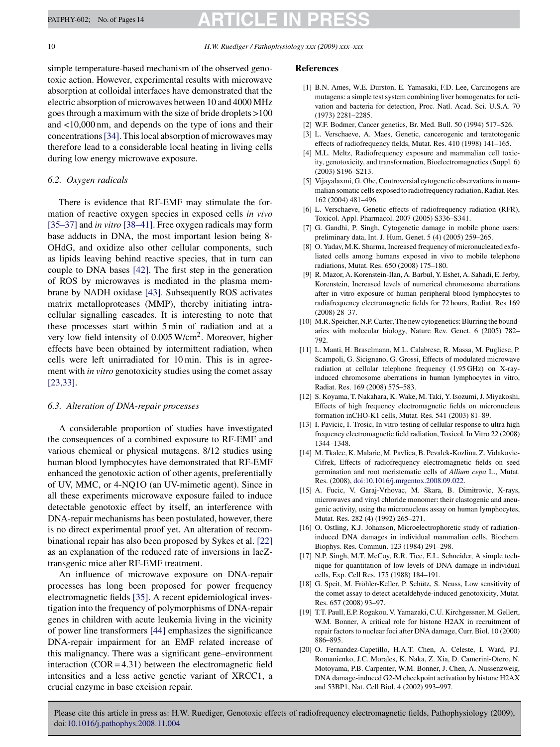simple temperature-based mechanism of the observed genotoxic action. However, experimental results with microwave absorption at colloidal interfaces have demonstrated that the electric absorption of microwaves between 10 and 4000 MHz goes through a maximum with the size of bride droplets >100 and <10,000 nm, and depends on the type of ions and their concentrations [34]. This local absorption of microwaves may therefore lead to a considerable local heating in living cells during low energy microwave exposure.

### 6.2. Oxygen radicals

There is evidence that RF-EMF may stimulate the formation of reactive oxygen species in exposed cells *in vivo* [35–37] and *in vitro* [38–41]. Free oxygen radicals may form base adducts in DNA, the most important lesion being 8-OHdG, and oxidize also other cellular components, such as lipids leaving behind reactive species, that in turn can couple to DNA bases [42]. The first step in the generation of ROS by microwaves is mediated in the plasma membrane by NADH oxidase [43]. Subsequently ROS activates matrix metalloproteases (MMP), thereby initiating intracellular signalling cascades. It is interesting to note that these processes start within 5 min of radiation and at a very low field intensity of 0.005 W/cm$^2$. Moreover, higher effects have been obtained by intermittent radiation, when cells were left unirradiated for 10 min. This is in agreement with *in vitro* genotoxicity studies using the comet assay [23,33].

### 6.3. Alteration of DNA-repair processes

A considerable proportion of studies have investigated the consequences of a combined exposure to RF-EMF and various chemical or physical mutagens. 8/12 studies using human blood lymphocytes have demonstrated that RF-EMF enhanced the genotoxic action of other agents, preferentially of UV, MMC, or 4-NQ1O (an UV-mimetic agent). Since in all these experiments microwave exposure failed to induce detectable genotoxic effect by itself, an interference with DNA-repair mechanisms has been postulated, however, there is no direct experimental proof yet. An alteration of recombinational repair has also been proposed by Sykes et al. [22] as an explanation of the reduced rate of inversions in lacZ-transgenic mice after RF-EMF treatment.

An influence of microwave exposure on DNA-repair processes has long been proposed for power frequency electromagnetic fields [35]. A recent epidemiological investigation into the frequency of polymorphisms of DNA-repair genes in children with acute leukemia living in the vicinity of power line transformers [44] emphasizes the significance DNA-repair impairment for an EMF related increase of this malignancy. There was a significant gene–environment interaction (COR = 4.31) between the electromagnetic field intensities and a less active genetic variant of XRCC1, a crucial enzyme in base excision repair.

## References

[1] B.N. Ames, W.E. Durston, E. Yamasaki, F.D. Lee, Carcinogens are mutagens: a simple test system combining liver homogenates for activation and bacteria for detection, Proc. Natl. Acad. Sci. U.S.A. 70 (1973) 2281–2285.

[2] W.F. Bodmer, Cancer genetics, Br. Med. Bull. 50 (1994) 517–526.

[3] L. Verschaeve, A. Maes, Genetic, cancerogenic and teratotogenic effects of radiofrequency fields, Mutat. Res. 410 (1998) 141–165.

[4] M.L. Meltz, Radiofrequency exposure and mammalian cell toxicity, genotoxicity, and transformation, Bioelectromagnetics (Suppl. 6) (2003) S196–S213.

[5] Vijayalaxmi, G. Obe, Controversial cytogenetic observations in mammalian somatic cells exposed to radiofrequency radiation, Radiat. Res. 162 (2004) 481–496.

[6] L. Verschaeve, Genetic effects of radiofrequency radiation (RFR), Toxicol. Appl. Pharmacol. 2007 (2005) S336–S341.

[7] G. Gandhi, P. Singh, Cytogenetic damage in mobile phone users: preliminary data, Int. J. Hum. Genet. 5 (4) (2005) 259–265.

[8] O. Yadav, M.K. Sharma, Increased frequency of micronucleated exfoliated cells among humans exposed in vivo to mobile telephone radiations, Mutat. Res. 650 (2008) 175–180.

[9] R. Mazor, A. Korenstein-Ilan, A. Barbul, Y. Eshet, A. Sahadi, E. Jerby, Korenstein, Increased levels of numerical chromosome aberrations after in vitro exposure of human peripheral blood lymphocytes to radiafrequency electromagnetic fields for 72 hours, Radiat. Res 169 (2008) 28–37.

[10] M.R. Speicher, N.P. Carter, The new cytogenetics: Blurring the boundaries with molecular biology, Nature Rev. Genet. 6 (2005) 782–792.

[11] L. Manti, H. Braselmann, M.L. Calabrese, R. Massa, M. Pugliese, P. Scampoli, G. Sicignano, G. Grossi, Effects of modulated microwave radiation at cellular telephone frequency (1.95 GHz) on X-ray-induced chromosome aberrations in human lymphocytes in vitro, Radiat. Res. 169 (2008) 575–583.

[12] S. Koyama, T. Nakahara, K. Wake, M. Taki, Y. Isozumi, J. Miyakoshi, Effects of high frequency electromagnetic fields on micronucleus formation inCHO-K1 cells, Mutat. Res. 541 (2003) 81–89.

[13] I. Pavicic, I. Trosic, In vitro testing of cellular response to ultra high frequency electromagnetic field radiation, Toxicol. In Vitro 22 (2008) 1344–1348.

[14] M. Tkalec, K. Malaric, M. Pavlica, B. Pevalek-Kozlina, Z. Vidakovic-Cifrek, Effects of radiofrequency electromagnetic fields on seed germination and root meristematic cells of *Allium cepa* L., Mutat. Res. (2008), doi:10.1016/j.mrgentox.2008.09.022.

[15] A. Fucic, V. Garaj-Vrhovac, M. Skara, B. Dimitrovic, X-rays, microwaves and vinyl chloride monomer: their clastogenic and aneugenic activity, using the micronucleus assay on human lymphocytes, Mutat. Res. 282 (4) (1992) 265–271.

[16] O. Ostling, K.J. Johanson, Microelectrophoretic study of radiation-induced DNA damages in individual mammalian cells, Biochem. Biophys. Res. Commun. 123 (1984) 291–298.

[17] N.P. Singh, M.T. McCoy, R.R. Tice, E.L. Schneider, A simple technique for quantitation of low levels of DNA damage in individual cells, Exp. Cell Res. 175 (1988) 184–191.

[18] G. Speit, M. Fröhler-Keller, P. Schütz, S. Neuss, Low sensitivity of the comet assay to detect acetaldehyde-induced genotoxicity, Mutat. Res. 657 (2008) 93–97.

[19] T.T. Paull, E.P. Rogakou, V. Yamazaki, C.U. Kirchgessner, M. Gellert, W.M. Bonner, A critical role for histone H2AX in recruitment of repair factors to nuclear foci after DNA damage, Curr. Biol. 10 (2000) 886–895.

[20] O. Fernandez-Capetillo, H.A.T. Chen, A. Celeste, I. Ward, P.J. Romanienko, J.C. Morales, K. Naka, Z. Xia, D. Camerini-Otero, N. Motoyama, P.B. Carpenter, W.M. Bonner, J. Chen, A. Nussenzweig, DNA damage-induced G2-M checkpoint activation by histone H2AX and 53BP1, Nat. Cell Biol. 4 (2002) 993–997.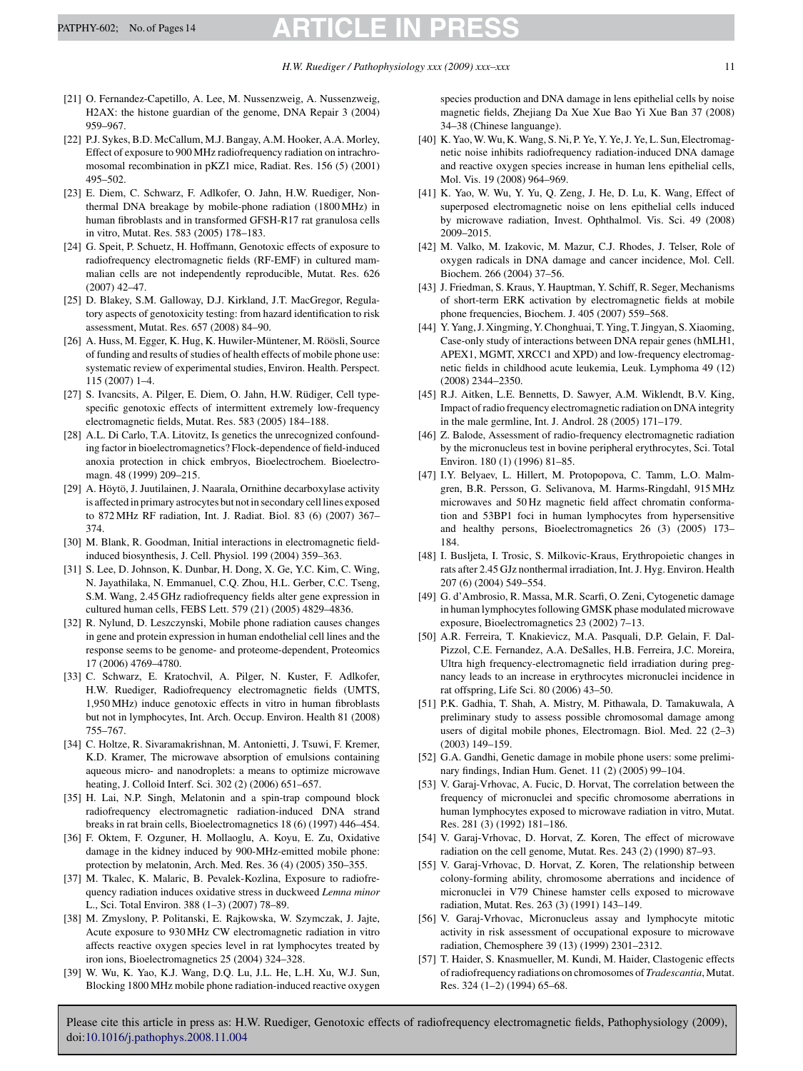[21] O. Fernandez-Capetillo, A. Lee, M. Nussenzweig, A. Nussenzweig, H2AX: the histone guardian of the genome, DNA Repair 3 (2004) 959–967.

[22] P.J. Sykes, B.D. McCallum, M.J. Bangay, A.M. Hooker, A.A. Morley, Effect of exposure to 900 MHz radiofrequency radiation on intrachromosomal recombination in pKZ1 mice, Radiat. Res. 156 (5) (2001) 495–502.

[23] E. Diem, C. Schwarz, F. Adlkofer, O. Jahn, H.W. Ruediger, Non-thermal DNA breakage by mobile-phone radiation (1800 MHz) in human fibroblasts and in transformed GFSH-R17 rat granulosa cells in vitro, Mutat. Res. 583 (2005) 178–183.

[24] G. Speit, P. Schuetz, H. Hoffmann, Genotoxic effects of exposure to radiofrequency electromagnetic fields (RF-EMF) in cultured mammalian cells are not independently reproducible, Mutat. Res. 626 (2007) 42–47.

[25] D. Blakey, S.M. Galloway, D.J. Kirkland, J.T. MacGregor, Regulatory aspects of genotoxicity testing: from hazard identification to risk assessment, Mutat. Res. 657 (2008) 84–90.

[26] A. Huss, M. Egger, K. Hug, K. Huwiler-Müntener, M. Röösli, Source of funding and results of studies of health effects of mobile phone use: systematic review of experimental studies, Environ. Health. Perspect. 115 (2007) 1–4.

[27] S. Ivancsits, A. Pilger, E. Diem, O. Jahn, H.W. Rüdiger, Cell type-specific genotoxic effects of intermittent extremely low-frequency electromagnetic fields, Mutat. Res. 583 (2005) 184–188.

[28] A.L. Di Carlo, T.A. Litovitz, Is genetics the unrecognized confounding factor in bioelectromagnetics? Flock-dependence of field-induced anoxia protection in chick embryos, Bioelectrochem. Bioelectromagn. 48 (1999) 209–215.

[29] A. Höytö, J. Juutilainen, J. Naarala, Ornithine decarboxylase activity is affected in primary astrocytes but not in secondary cell lines exposed to 872 MHz RF radiation, Int. J. Radiat. Biol. 83 (6) (2007) 367–374.

[30] M. Blank, R. Goodman, Initial interactions in electromagnetic field-induced biosynthesis, J. Cell. Physiol. 199 (2004) 359–363.

[31] S. Lee, D. Johnson, K. Dunbar, H. Dong, X. Ge, Y.C. Kim, C. Wing, N. Jayathilaka, N. Emmanuel, C.Q. Zhou, H.L. Gerber, C.C. Tseng, S.M. Wang, 2.45 GHz radiofrequency fields alter gene expression in cultured human cells, FEBS Lett. 579 (21) (2005) 4829–4836.

[32] R. Nylund, D. Leszczynski, Mobile phone radiation causes changes in gene and protein expression in human endothelial cell lines and the response seems to be genome- and proteome-dependent, Proteomics 17 (2006) 4769–4780.

[33] C. Schwarz, E. Kratochvil, A. Pilger, N. Kuster, F. Adlkofer, H.W. Ruediger, Radiofrequency electromagnetic fields (UMTS, 1,950 MHz) induce genotoxic effects in vitro in human fibroblasts but not in lymphocytes, Int. Arch. Occup. Environ. Health 81 (2008) 755–767.

[34] C. Holtze, R. Sivaramakrishnan, M. Antonietti, J. Tsuwi, F. Kremer, K.D. Kramer, The microwave absorption of emulsions containing aqueous micro- and nanodroplets: a means to optimize microwave heating, J. Colloid Interf. Sci. 302 (2) (2006) 651–657.

[35] H. Lai, N.P. Singh, Melatonin and a spin-trap compound block radiofrequency electromagnetic radiation-induced DNA strand breaks in rat brain cells, Bioelectromagnetics 18 (6) (1997) 446–454.

[36] F. Oktem, F. Ozguner, H. Mollaoglu, A. Koyu, E. Zu, Oxidative damage in the kidney induced by 900-MHz-emitted mobile phone: protection by melatonin, Arch. Med. Res. 36 (4) (2005) 350–355.

[37] M. Tkalec, K. Malaric, B. Pevalek-Kozlina, Exposure to radiofrequency radiation induces oxidative stress in duckweed *Lemna minor* L., Sci. Total Environ. 388 (1–3) (2007) 78–89.

[38] M. Zmyslony, P. Politanski, E. Rajkowska, W. Szymczak, J. Jajte, Acute exposure to 930 MHz CW electromagnetic radiation in vitro affects reactive oxygen species level in rat lymphocytes treated by iron ions, Bioelectromagnetics 25 (2004) 324–328.

[39] W. Wu, K. Yao, K.J. Wang, D.Q. Lu, J.L. He, L.H. Xu, W.J. Sun, Blocking 1800 MHz mobile phone radiation-induced reactive oxygen species production and DNA damage in lens epithelial cells by noise magnetic fields, Zhejiang Da Xue Xue Bao Yi Xue Ban 37 (2008) 34–38 (Chinese languange).

[40] K. Yao, W. Wu, K. Wang, S. Ni, P. Ye, Y. Ye, J. Ye, L. Sun, Electromagnetic noise inhibits radiofrequency radiation-induced DNA damage and reactive oxygen species increase in human lens epithelial cells, Mol. Vis. 19 (2008) 964–969.

[41] K. Yao, W. Wu, Y. Yu, Q. Zeng, J. He, D. Lu, K. Wang, Effect of superposed electromagnetic noise on lens epithelial cells induced by microwave radiation, Invest. Ophthalmol. Vis. Sci. 49 (2008) 2009–2015.

[42] M. Valko, M. Izakovic, M. Mazur, C.J. Rhodes, J. Telser, Role of oxygen radicals in DNA damage and cancer incidence, Mol. Cell. Biochem. 266 (2004) 37–56.

[43] J. Friedman, S. Kraus, Y. Hauptman, Y. Schiff, R. Seger, Mechanisms of short-term ERK activation by electromagnetic fields at mobile phone frequencies, Biochem. J. 405 (2007) 559–568.

[44] Y. Yang, J. Xingming, Y. Chonghuai, T. Ying, T. Jingyan, S. Xiaoming, Case-only study of interactions between DNA repair genes (hMLH1, APEX1, MGMT, XRCC1 and XPD) and low-frequency electromagnetic fields in childhood acute leukemia, Leuk. Lymphoma 49 (12) (2008) 2344–2350.

[45] R.J. Aitken, L.E. Bennetts, D. Sawyer, A.M. Wiklendt, B.V. King, Impact of radio frequency electromagnetic radiation on DNA integrity in the male germline, Int. J. Androl. 28 (2005) 171–179.

[46] Z. Balode, Assessment of radio-frequency electromagnetic radiation by the micronucleus test in bovine peripheral erythrocytes, Sci. Total Environ. 180 (1) (1996) 81–85.

[47] I.Y. Belyaev, L. Hillert, M. Protopopova, C. Tamm, L.O. Malmgren, B.R. Persson, G. Selivanova, M. Harms-Ringdahl, 915 MHz microwaves and 50 Hz magnetic field affect chromatin conformation and 53BP1 foci in human lymphocytes from hypersensitive and healthy persons, Bioelectromagnetics 26 (3) (2005) 173–184.

[48] I. Busljeta, I. Trosic, S. Milkovic-Kraus, Erythropoietic changes in rats after 2.45 GJz nonthermal irradiation, Int. J. Hyg. Environ. Health 207 (6) (2004) 549–554.

[49] G. d'Ambrosio, R. Massa, M.R. Scarfi, O. Zeni, Cytogenetic damage in human lymphocytes following GMSK phase modulated microwave exposure, Bioelectromagnetics 23 (2002) 7–13.

[50] A.R. Ferreira, T. Knakievicz, M.A. Pasquali, D.P. Gelain, F. Dal-Pizzol, C.E. Fernandez, A.A. DeSalles, H.B. Ferreira, J.C. Moreira, Ultra high frequency-electromagnetic field irradiation during pregnancy leads to an increase in erythrocytes micronuclei incidence in rat offspring, Life Sci. 80 (2006) 43–50.

[51] P.K. Gadhia, T. Shah, A. Mistry, M. Pithawala, D. Tamakuwala, A preliminary study to assess possible chromosomal damage among users of digital mobile phones, Electromagn. Biol. Med. 22 (2–3) (2003) 149–159.

[52] G.A. Gandhi, Genetic damage in mobile phone users: some preliminary findings, Indian Hum. Genet. 11 (2) (2005) 99–104.

[53] V. Garaj-Vrhovac, A. Fucic, D. Horvat, The correlation between the frequency of micronuclei and specific chromosome aberrations in human lymphocytes exposed to microwave radiation in vitro, Mutat. Res. 281 (3) (1992) 181–186.

[54] V. Garaj-Vrhovac, D. Horvat, Z. Koren, The effect of microwave radiation on the cell genome, Mutat. Res. 243 (2) (1990) 87–93.

[55] V. Garaj-Vrhovac, D. Horvat, Z. Koren, The relationship between colony-forming ability, chromosome aberrations and incidence of micronuclei in V79 Chinese hamster cells exposed to microwave radiation, Mutat. Res. 263 (3) (1991) 143–149.

[56] V. Garaj-Vrhovac, Micronucleus assay and lymphocyte mitotic activity in risk assessment of occupational exposure to microwave radiation, Chemosphere 39 (13) (1999) 2301–2312.

[57] T. Haider, S. Knasmueller, M. Kundi, M. Haider, Clastogenic effects of radiofrequency radiations on chromosomes of *Tradescantia*, Mutat. Res. 324 (1–2) (1994) 65–68.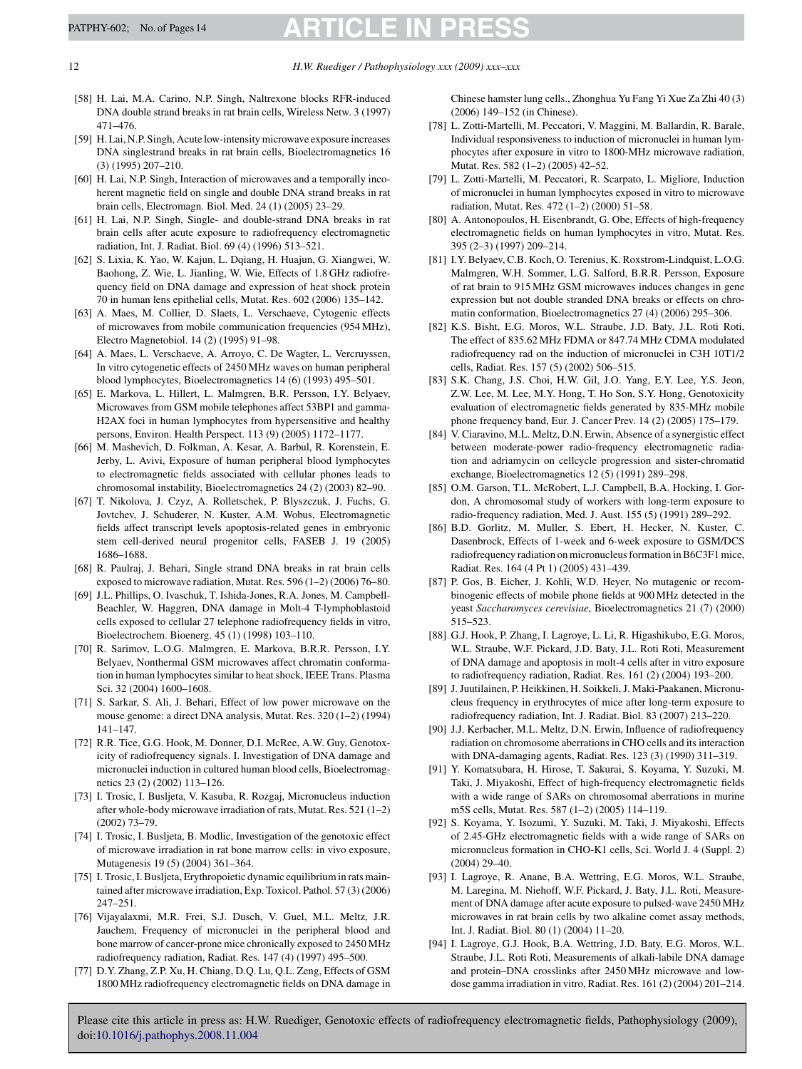[58] H. Lai, M.A. Carino, N.P. Singh, Naltrexone blocks RFR-induced DNA double strand breaks in rat brain cells, Wireless Netw. 3 (1997) 471–476.

[59] H. Lai, N.P. Singh, Acute low-intensity microwave exposure increases DNA singlestrand breaks in rat brain cells, Bioelectromagnetics 16 (3) (1995) 207–210.

[60] H. Lai, N.P. Singh, Interaction of microwaves and a temporally incoherent magnetic field on single and double DNA strand breaks in rat brain cells, Electromagn. Biol. Med. 24 (1) (2005) 23–29.

[61] H. Lai, N.P. Singh, Single- and double-strand DNA breaks in rat brain cells after acute exposure to radiofrequency electromagnetic radiation, Int. J. Radiat. Biol. 69 (4) (1996) 513–521.

[62] S. Lixia, K. Yao, W. Kajun, L. Dqiang, H. Huajun, G. Xiangwei, W. Baohong, Z. Wie, L. Jianling, W. Wie, Effects of 1.8 GHz radiofrequency field on DNA damage and expression of heat shock protein 70 in human lens epithelial cells, Mutat. Res. 602 (2006) 135–142.

[63] A. Maes, M. Collier, D. Slaets, L. Verschaeve, Cytogenic effects of microwaves from mobile communication frequencies (954 MHz), Electro Magnetobiol. 14 (2) (1995) 91–98.

[64] A. Maes, L. Verschaeve, A. Arroyo, C. De Wagter, L. Vercruyssen, In vitro cytogenetic effects of 2450 MHz waves on human peripheral blood lymphocytes, Bioelectromagnetics 14 (6) (1993) 495–501.

[65] E. Markova, L. Hillert, L. Malmgren, B.R. Persson, I.Y. Belyaev, Microwaves from GSM mobile telephones affect 53BP1 and gamma-H2AX foci in human lymphocytes from hypersensitive and healthy persons, Environ. Health Perspect. 113 (9) (2005) 1172–1177.

[66] M. Mashevich, D. Folkman, A. Kesar, A. Barbul, R. Korenstein, E. Jerby, L. Avivi, Exposure of human peripheral blood lymphocytes to electromagnetic fields associated with cellular phones leads to chromosomal instability, Bioelectromagnetics 24 (2) (2003) 82–90.

[67] T. Nikolova, J. Czyz, A. Rolletschek, P. Blyszczuk, J. Fuchs, G. Jovtchev, J. Schuderer, N. Kuster, A.M. Wobus, Electromagnetic fields affect transcript levels apoptosis-related genes in embryonic stem cell-derived neural progenitor cells, FASEB J. 19 (2005) 1686–1688.

[68] R. Paulraj, J. Behari, Single strand DNA breaks in rat brain cells exposed to microwave radiation, Mutat. Res. 596 (1–2) (2006) 76–80.

[69] J.L. Phillips, O. Ivaschuk, T. Ishida-Jones, R.A. Jones, M. Campbell-Beachler, W. Haggren, DNA damage in Molt-4 T-lymphoblastoid cells exposed to cellular 27 telephone radiofrequency fields in vitro, Bioelectrochem. Bioenerg. 45 (1) (1998) 103–110.

[70] R. Sarimov, L.O.G. Malmgren, E. Markova, B.R.R. Persson, I.Y. Belyaev, Nonthermal GSM microwaves affect chromatin conformation in human lymphocytes similar to heat shock, IEEE Trans. Plasma Sci. 32 (2004) 1600–1608.

[71] S. Sarkar, S. Ali, J. Behari, Effect of low power microwave on the mouse genome: a direct DNA analysis, Mutat. Res. 320 (1–2) (1994) 141–147.

[72] R.R. Tice, G.G. Hook, M. Donner, D.I. McRee, A.W. Guy, Genotoxicity of radiofrequency signals. I. Investigation of DNA damage and micronuclei induction in cultured human blood cells, Bioelectromagnetics 23 (2) (2002) 113–126.

[73] I. Trosic, I. Busljeta, V. Kasuba, R. Rozgaj, Micronucleus induction after whole-body microwave irradiation of rats, Mutat. Res. 521 (1–2) (2002) 73–79.

[74] I. Trosic, I. Busljeta, B. Modlic, Investigation of the genotoxic effect of microwave irradiation in rat bone marrow cells: in vivo exposure, Mutagenesis 19 (5) (2004) 361–364.

[75] I. Trosic, I. Busljeta, Erythropoietic dynamic equilibrium in rats maintained after microwave irradiation, Exp. Toxicol. Pathol. 57 (3) (2006) 247–251.

[76] Vijayalaxmi, M.R. Frei, S.J. Dusch, V. Guel, M.L. Meltz, J.R. Jauchem, Frequency of micronuclei in the peripheral blood and bone marrow of cancer-prone mice chronically exposed to 2450 MHz radiofrequency radiation, Radiat. Res. 147 (4) (1997) 495–500.

[77] D.Y. Zhang, Z.P. Xu, H. Chiang, D.Q. Lu, Q.L. Zeng, Effects of GSM 1800 MHz radiofrequency electromagnetic fields on DNA damage in Chinese hamster lung cells., Zhonghua Yu Fang Yi Xue Za Zhi 40 (3) (2006) 149–152 (in Chinese).

[78] L. Zotti-Martelli, M. Peccatori, V. Maggini, M. Ballardin, R. Barale, Individual responsiveness to induction of micronuclei in human lymphocytes after exposure in vitro to 1800-MHz microwave radiation, Mutat. Res. 582 (1–2) (2005) 42–52.

[79] L. Zotti-Martelli, M. Peccatori, R. Scarpato, L. Migliore, Induction of micronuclei in human lymphocytes exposed in vitro to microwave radiation, Mutat. Res. 472 (1–2) (2000) 51–58.

[80] A. Antonopoulos, H. Eisenbrandt, G. Obe, Effects of high-frequency electromagnetic fields on human lymphocytes in vitro, Mutat. Res. 395 (2–3) (1997) 209–214.

[81] I.Y. Belyaev, C.B. Koch, O. Terenius, K. Roxstrom-Lindquist, L.O.G. Malmgren, W.H. Sommer, L.G. Salford, B.R.R. Persson, Exposure of rat brain to 915 MHz GSM microwaves induces changes in gene expression but not double stranded DNA breaks or effects on chromatin conformation, Bioelectromagnetics 27 (4) (2006) 295–306.

[82] K.S. Bisht, E.G. Moros, W.L. Straube, J.D. Baty, J.L. Roti Roti, The effect of 835.62 MHz FDMA or 847.74 MHz CDMA modulated radiofrequency rad on the induction of micronuclei in C3H 10T1/2 cells, Radiat. Res. 157 (5) (2002) 506–515.

[83] S.K. Chang, J.S. Choi, H.W. Gil, J.O. Yang, E.Y. Lee, Y.S. Jeon, Z.W. Lee, M. Lee, M.Y. Hong, T. Ho Son, S.Y. Hong, Genotoxicity evaluation of electromagnetic fields generated by 835-MHz mobile phone frequency band, Eur. J. Cancer Prev. 14 (2) (2005) 175–179.

[84] V. Ciaravino, M.L. Meltz, D.N. Erwin, Absence of a synergistic effect between moderate-power radio-frequency electromagnetic radiation and adriamycin on cellcycle progression and sister-chromatid exchange, Bioelectromagnetics 12 (5) (1991) 289–298.

[85] O.M. Garson, T.L. McRobert, L.J. Campbell, B.A. Hocking, I. Gordon, A chromosomal study of workers with long-term exposure to radio-frequency radiation, Med. J. Aust. 155 (5) (1991) 289–292.

[86] B.D. Gorlitz, M. Muller, S. Ebert, H. Hecker, N. Kuster, C. Dasenbrock, Effects of 1-week and 6-week exposure to GSM/DCS radiofrequency radiation on micronucleus formation in B6C3F1 mice, Radiat. Res. 164 (4 Pt 1) (2005) 431–439.

[87] P. Gos, B. Eicher, J. Kohli, W.D. Heyer, No mutagenic or recombinogenic effects of mobile phone fields at 900 MHz detected in the yeast *Saccharomyces cerevisiae*, Bioelectromagnetics 21 (7) (2000) 515–523.

[88] G.J. Hook, P. Zhang, I. Lagroye, L. Li, R. Higashikubo, E.G. Moros, W.L. Straube, W.F. Pickard, J.D. Baty, J.L. Roti Roti, Measurement of DNA damage and apoptosis in molt-4 cells after in vitro exposure to radiofrequency radiation, Radiat. Res. 161 (2) (2004) 193–200.

[89] J. Juutilainen, P. Heikkinen, H. Soikkeli, J. Maki-Paakanen, Micronucleus frequency in erythrocytes of mice after long-term exposure to radiofrequency radiation, Int. J. Radiat. Biol. 83 (2007) 213–220.

[90] J.J. Kerbacher, M.L. Meltz, D.N. Erwin, Influence of radiofrequency radiation on chromosome aberrations in CHO cells and its interaction with DNA-damaging agents, Radiat. Res. 123 (3) (1990) 311–319.

[91] Y. Komatsubara, H. Hirose, T. Sakurai, S. Koyama, Y. Suzuki, M. Taki, J. Miyakoshi, Effect of high-frequency electromagnetic fields with a wide range of SARs on chromosomal aberrations in murine m5S cells, Mutat. Res. 587 (1–2) (2005) 114–119.

[92] S. Koyama, Y. Isozumi, Y. Suzuki, M. Taki, J. Miyakoshi, Effects of 2.45-GHz electromagnetic fields with a wide range of SARs on micronucleus formation in CHO-K1 cells, Sci. World J. 4 (Suppl. 2) (2004) 29–40.

[93] I. Lagroye, R. Anane, B.A. Wettring, E.G. Moros, W.L. Straube, M. Laregina, M. Niehoff, W.F. Pickard, J. Baty, J.L. Roti, Measurement of DNA damage after acute exposure to pulsed-wave 2450 MHz microwaves in rat brain cells by two alkaline comet assay methods, Int. J. Radiat. Biol. 80 (1) (2004) 11–20.

[94] I. Lagroye, G.J. Hook, B.A. Wettring, J.D. Baty, E.G. Moros, W.L. Straube, J.L. Roti Roti, Measurements of alkali-labile DNA damage and protein–DNA crosslinks after 2450 MHz microwave and low-dose gamma irradiation in vitro, Radiat. Res. 161 (2) (2004) 201–214.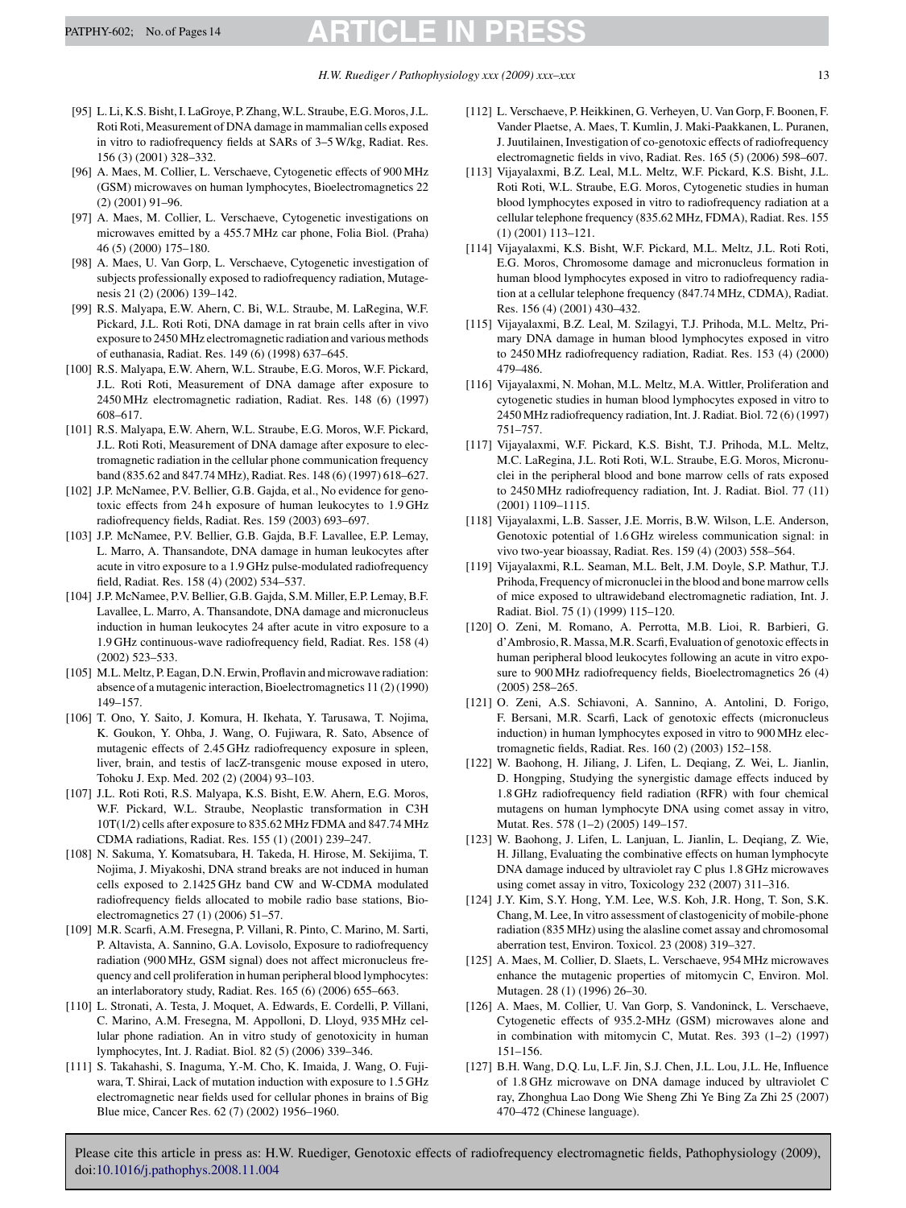[95] L. Li, K.S. Bisht, I. LaGroye, P. Zhang, W.L. Straube, E.G. Moros, J.L. Roti Roti, Measurement of DNA damage in mammalian cells exposed in vitro to radiofrequency fields at SARs of 3–5 W/kg, Radiat. Res. 156 (3) (2001) 328–332.

[96] A. Maes, M. Collier, L. Verschaeve, Cytogenetic effects of 900 MHz (GSM) microwaves on human lymphocytes, Bioelectromagnetics 22 (2) (2001) 91–96.

[97] A. Maes, M. Collier, L. Verschaeve, Cytogenetic investigations on microwaves emitted by a 455.7 MHz car phone, Folia Biol. (Praha) 46 (5) (2000) 175–180.

[98] A. Maes, U. Van Gorp, L. Verschaeve, Cytogenetic investigation of subjects professionally exposed to radiofrequency radiation, Mutagenesis 21 (2) (2006) 139–142.

[99] R.S. Malyapa, E.W. Ahern, C. Bi, W.L. Straube, M. LaRegina, W.F. Pickard, J.L. Roti Roti, DNA damage in rat brain cells after in vivo exposure to 2450 MHz electromagnetic radiation and various methods of euthanasia, Radiat. Res. 149 (6) (1998) 637–645.

[100] R.S. Malyapa, E.W. Ahern, W.L. Straube, E.G. Moros, W.F. Pickard, J.L. Roti Roti, Measurement of DNA damage after exposure to 2450 MHz electromagnetic radiation, Radiat. Res. 148 (6) (1997) 608–617.

[101] R.S. Malyapa, E.W. Ahern, W.L. Straube, E.G. Moros, W.F. Pickard, J.L. Roti Roti, Measurement of DNA damage after exposure to electromagnetic radiation in the cellular phone communication frequency band (835.62 and 847.74 MHz), Radiat. Res. 148 (6) (1997) 618–627.

[102] J.P. McNamee, P.V. Bellier, G.B. Gajda, et al., No evidence for genotoxic effects from 24 h exposure of human leukocytes to 1.9 GHz radiofrequency fields, Radiat. Res. 159 (2003) 693–697.

[103] J.P. McNamee, P.V. Bellier, G.B. Gajda, B.F. Lavallee, E.P. Lemay, L. Marro, A. Thansandote, DNA damage in human leukocytes after acute in vitro exposure to a 1.9 GHz pulse-modulated radiofrequency field, Radiat. Res. 158 (4) (2002) 534–537.

[104] J.P. McNamee, P.V. Bellier, G.B. Gajda, S.M. Miller, E.P. Lemay, B.F. Lavallee, L. Marro, A. Thansandote, DNA damage and micronucleus induction in human leukocytes 24 after acute in vitro exposure to a 1.9 GHz continuous-wave radiofrequency field, Radiat. Res. 158 (4) (2002) 523–533.

[105] M.L. Meltz, P. Eagan, D.N. Erwin, Proflavin and microwave radiation: absence of a mutagenic interaction, Bioelectromagnetics 11 (2) (1990) 149–157.

[106] T. Ono, Y. Saito, J. Komura, H. Ikehata, Y. Tarusawa, T. Nojima, K. Goukon, Y. Ohba, J. Wang, O. Fujiwara, R. Sato, Absence of mutagenic effects of 2.45 GHz radiofrequency exposure in spleen, liver, brain, and testis of lacZ-transgenic mouse exposed in utero, Tohoku J. Exp. Med. 202 (2) (2004) 93–103.

[107] J.L. Roti Roti, R.S. Malyapa, K.S. Bisht, E.W. Ahern, E.G. Moros, W.F. Pickard, W.L. Straube, Neoplastic transformation in C3H 10T(1/2) cells after exposure to 835.62 MHz FDMA and 847.74 MHz CDMA radiations, Radiat. Res. 155 (1) (2001) 239–247.

[108] N. Sakuma, Y. Komatsubara, H. Takeda, H. Hirose, M. Sekijima, T. Nojima, J. Miyakoshi, DNA strand breaks are not induced in human cells exposed to 2.1425 GHz band CW and W-CDMA modulated radiofrequency fields allocated to mobile radio base stations, Bioelectromagnetics 27 (1) (2006) 51–57.

[109] M.R. Scarfi, A.M. Fresegna, P. Villani, R. Pinto, C. Marino, M. Sarti, P. Altavista, A. Sannino, G.A. Lovisolo, Exposure to radiofrequency radiation (900 MHz, GSM signal) does not affect micronucleus frequency and cell proliferation in human peripheral blood lymphocytes: an interlaboratory study, Radiat. Res. 165 (6) (2006) 655–663.

[110] L. Stronati, A. Testa, J. Moquet, A. Edwards, E. Cordelli, P. Villani, C. Marino, A.M. Fresegna, M. Appolloni, D. Lloyd, 935 MHz cellular phone radiation. An in vitro study of genotoxicity in human lymphocytes, Int. J. Radiat. Biol. 82 (5) (2006) 339–346.

[111] S. Takahashi, S. Inaguma, Y.-M. Cho, K. Imaida, J. Wang, O. Fujiwara, T. Shirai, Lack of mutation induction with exposure to 1.5 GHz electromagnetic near fields used for cellular phones in brains of Big Blue mice, Cancer Res. 62 (7) (2002) 1956–1960.

[112] L. Verschaeve, P. Heikkinen, G. Verheyen, U. Van Gorp, F. Boonen, F. Vander Plaetse, A. Maes, T. Kumlin, J. Maki-Paakkanen, L. Puranen, J. Juutilainen, Investigation of co-genotoxic effects of radiofrequency electromagnetic fields in vivo, Radiat. Res. 165 (5) (2006) 598–607.

[113] Vijayalaxmi, B.Z. Leal, M.L. Meltz, W.F. Pickard, K.S. Bisht, J.L. Roti Roti, W.L. Straube, E.G. Moros, Cytogenetic studies in human blood lymphocytes exposed in vitro to radiofrequency radiation at a cellular telephone frequency (835.62 MHz, FDMA), Radiat. Res. 155 (1) (2001) 113–121.

[114] Vijayalaxmi, K.S. Bisht, W.F. Pickard, M.L. Meltz, J.L. Roti Roti, E.G. Moros, Chromosome damage and micronucleus formation in human blood lymphocytes exposed in vitro to radiofrequency radiation at a cellular telephone frequency (847.74 MHz, CDMA), Radiat. Res. 156 (4) (2001) 430–432.

[115] Vijayalaxmi, B.Z. Leal, M. Szilagyi, T.J. Prihoda, M.L. Meltz, Primary DNA damage in human blood lymphocytes exposed in vitro to 2450 MHz radiofrequency radiation, Radiat. Res. 153 (4) (2000) 479–486.

[116] Vijayalaxmi, N. Mohan, M.L. Meltz, M.A. Wittler, Proliferation and cytogenetic studies in human blood lymphocytes exposed in vitro to 2450 MHz radiofrequency radiation, Int. J. Radiat. Biol. 72 (6) (1997) 751–757.

[117] Vijayalaxmi, W.F. Pickard, K.S. Bisht, T.J. Prihoda, M.L. Meltz, M.C. LaRegina, J.L. Roti Roti, W.L. Straube, E.G. Moros, Micronuclei in the peripheral blood and bone marrow cells of rats exposed to 2450 MHz radiofrequency radiation, Int. J. Radiat. Biol. 77 (11) (2001) 1109–1115.

[118] Vijayalaxmi, L.B. Sasser, J.E. Morris, B.W. Wilson, L.E. Anderson, Genotoxic potential of 1.6 GHz wireless communication signal: in vivo two-year bioassay, Radiat. Res. 159 (4) (2003) 558–564.

[119] Vijayalaxmi, R.L. Seaman, M.L. Belt, J.M. Doyle, S.P. Mathur, T.J. Prihoda, Frequency of micronuclei in the blood and bone marrow cells of mice exposed to ultrawideband electromagnetic radiation, Int. J. Radiat. Biol. 75 (1) (1999) 115–120.

[120] O. Zeni, M. Romano, A. Perrotta, M.B. Lioi, R. Barbieri, G. d'Ambrosio, R. Massa, M.R. Scarfi, Evaluation of genotoxic effects in human peripheral blood leukocytes following an acute in vitro exposure to 900 MHz radiofrequency fields, Bioelectromagnetics 26 (4) (2005) 258–265.

[121] O. Zeni, A.S. Schiavoni, A. Sannino, A. Antolini, D. Forigo, F. Bersani, M.R. Scarfi, Lack of genotoxic effects (micronucleus induction) in human lymphocytes exposed in vitro to 900 MHz electromagnetic fields, Radiat. Res. 160 (2) (2003) 152–158.

[122] W. Baohong, H. Jiliang, J. Lifen, L. Deqiang, Z. Wei, L. Jianlin, D. Hongping, Studying the synergistic damage effects induced by 1.8 GHz radiofrequency field radiation (RFR) with four chemical mutagens on human lymphocyte DNA using comet assay in vitro, Mutat. Res. 578 (1–2) (2005) 149–157.

[123] W. Baohong, J. Lifen, L. Lanjuan, L. Jianlin, L. Deqiang, Z. Wie, H. Jillang, Evaluating the combinative effects on human lymphocyte DNA damage induced by ultraviolet ray C plus 1.8 GHz microwaves using comet assay in vitro, Toxicology 232 (2007) 311–316.

[124] J.Y. Kim, S.Y. Hong, Y.M. Lee, W.S. Koh, J.R. Hong, T. Son, S.K. Chang, M. Lee, In vitro assessment of clastogenicity of mobile-phone radiation (835 MHz) using the alasline comet assay and chromosomal aberration test, Environ. Toxicol. 23 (2008) 319–327.

[125] A. Maes, M. Collier, D. Slaets, L. Verschaeve, 954 MHz microwaves enhance the mutagenic properties of mitomycin C, Environ. Mol. Mutagen. 28 (1) (1996) 26–30.

[126] A. Maes, M. Collier, U. Van Gorp, S. Vandoninck, L. Verschaeve, Cytogenetic effects of 935.2-MHz (GSM) microwaves alone and in combination with mitomycin C, Mutat. Res. 393 (1–2) (1997) 151–156.

[127] B.H. Wang, D.Q. Lu, L.F. Jin, S.J. Chen, J.L. Lou, J.L. He, Influence of 1.8 GHz microwave on DNA damage induced by ultraviolet C ray, Zhonghua Lao Dong Wie Sheng Zhi Ye Bing Za Zhi 25 (2007) 470–472 (Chinese language).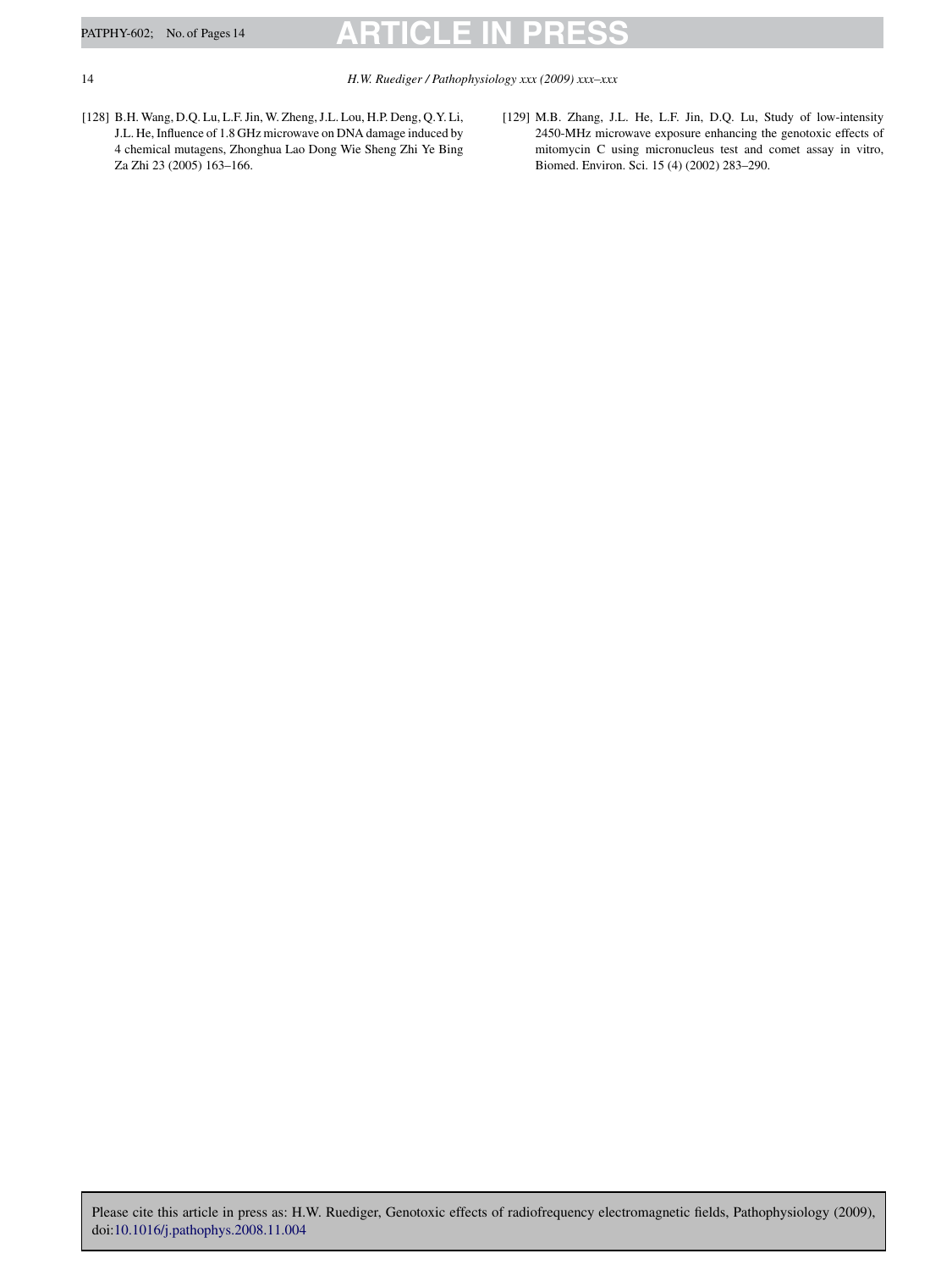[128] B.H. Wang, D.Q. Lu, L.F. Jin, W. Zheng, J.L. Lou, H.P. Deng, Q.Y. Li, J.L. He, Influence of 1.8 GHz microwave on DNA damage induced by 4 chemical mutagens, Zhonghua Lao Dong Wie Sheng Zhi Ye Bing Za Zhi 23 (2005) 163–166.

[129] M.B. Zhang, J.L. He, L.F. Jin, D.Q. Lu, Study of low-intensity 2450-MHz microwave exposure enhancing the genotoxic effects of mitomycin C using micronucleus test and comet assay in vitro, Biomed. Environ. Sci. 15 (4) (2002) 283–290.